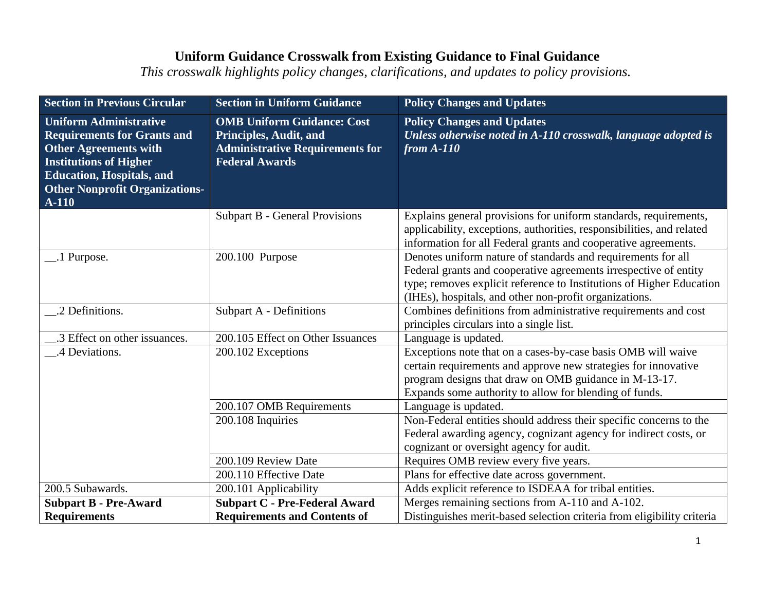# Uniform Guidance Crosswalk from Existing Guidance to Final Guidance

*This crosswalk highlights policy changes, clarifications, and updates to policy provisions.*

| Section in Previous Circular | Section in Uniform Guidance | Policy Changes and Updates |
|---|---|---|
| **Uniform Administrative Requirements for Grants and Other Agreements with Institutions of Higher Education, Hospitals, and Other Nonprofit Organizations-A-110** | **OMB Uniform Guidance: Cost Principles, Audit, and Administrative Requirements for Federal Awards** | **Policy Changes and Updates** ***Unless otherwise noted in A-110 crosswalk, language adopted is from A-110*** |
| | Subpart B - General Provisions | Explains general provisions for uniform standards, requirements, applicability, exceptions, authorities, responsibilities, and related information for all Federal grants and cooperative agreements. |
| __.1 Purpose. | 200.100 Purpose | Denotes uniform nature of standards and requirements for all Federal grants and cooperative agreements irrespective of entity type; removes explicit reference to Institutions of Higher Education (IHEs), hospitals, and other non-profit organizations. |
| __.2 Definitions. | Subpart A - Definitions | Combines definitions from administrative requirements and cost principles circulars into a single list. |
| __.3 Effect on other issuances. | 200.105 Effect on Other Issuances | Language is updated. |
| __.4 Deviations. | 200.102 Exceptions | Exceptions note that on a cases-by-case basis OMB will waive certain requirements and approve new strategies for innovative program designs that draw on OMB guidance in M-13-17. Expands some authority to allow for blending of funds. |
| | 200.107 OMB Requirements | Language is updated. |
| | 200.108 Inquiries | Non-Federal entities should address their specific concerns to the Federal awarding agency, cognizant agency for indirect costs, or cognizant or oversight agency for audit. |
| | 200.109 Review Date | Requires OMB review every five years. |
| | 200.110 Effective Date | Plans for effective date across government. |
| 200.5 Subawards. | 200.101 Applicability | Adds explicit reference to ISDEAA for tribal entities. |
| **Subpart B - Pre-Award Requirements** | **Subpart C - Pre-Federal Award Requirements and Contents of** | Merges remaining sections from A-110 and A-102. Distinguishes merit-based selection criteria from eligibility criteria |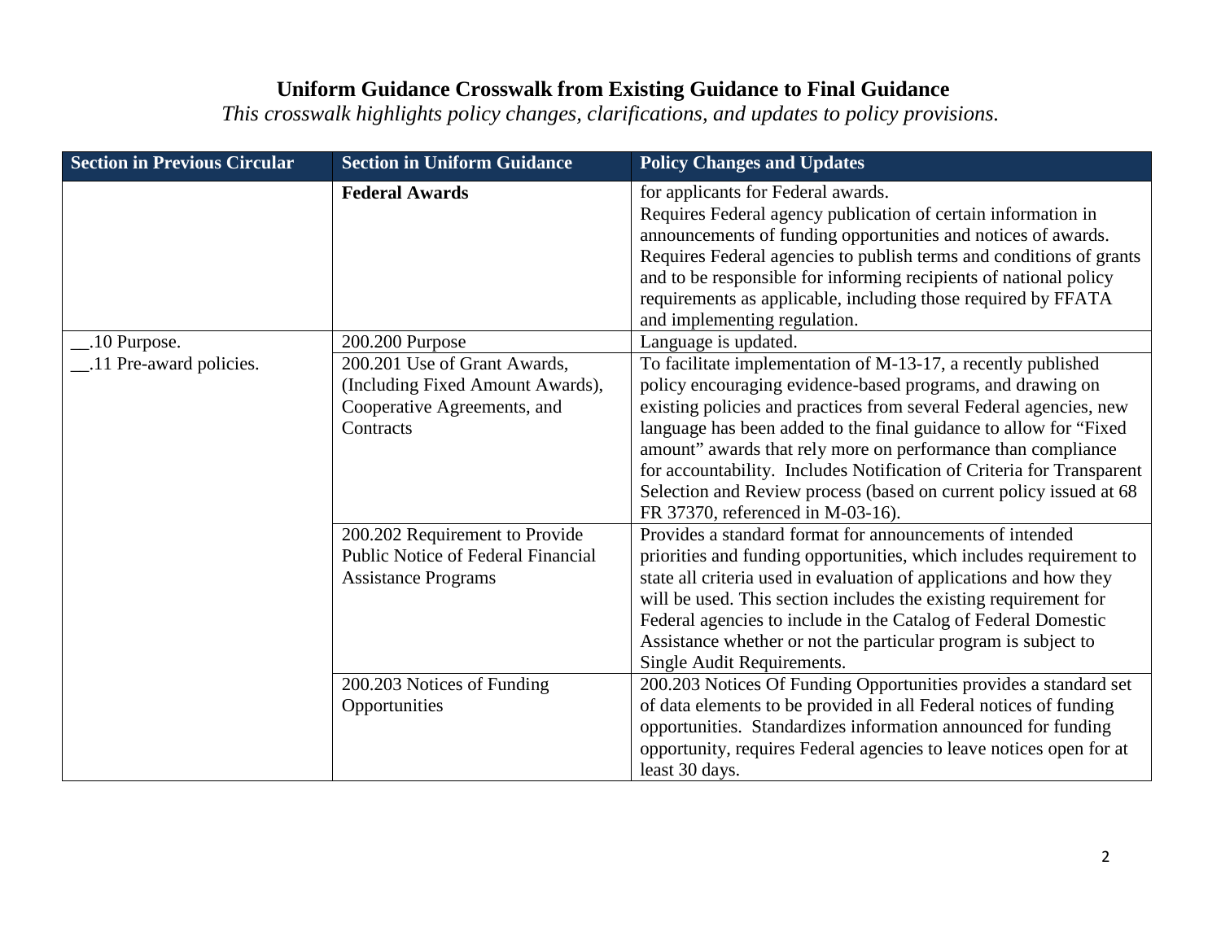# Uniform Guidance Crosswalk from Existing Guidance to Final Guidance

*This crosswalk highlights policy changes, clarifications, and updates to policy provisions.*

| Section in Previous Circular | Section in Uniform Guidance | Policy Changes and Updates |
|---|---|---|
| | **Federal Awards** | for applicants for Federal awards. Requires Federal agency publication of certain information in announcements of funding opportunities and notices of awards. Requires Federal agencies to publish terms and conditions of grants and to be responsible for informing recipients of national policy requirements as applicable, including those required by FFATA and implementing regulation. |
| __.10 Purpose. | 200.200 Purpose | Language is updated. |
| __.11 Pre-award policies. | 200.201 Use of Grant Awards, (Including Fixed Amount Awards), Cooperative Agreements, and Contracts | To facilitate implementation of M-13-17, a recently published policy encouraging evidence-based programs, and drawing on existing policies and practices from several Federal agencies, new language has been added to the final guidance to allow for "Fixed amount" awards that rely more on performance than compliance for accountability. Includes Notification of Criteria for Transparent Selection and Review process (based on current policy issued at 68 FR 37370, referenced in M-03-16). |
| | 200.202 Requirement to Provide Public Notice of Federal Financial Assistance Programs | Provides a standard format for announcements of intended priorities and funding opportunities, which includes requirement to state all criteria used in evaluation of applications and how they will be used. This section includes the existing requirement for Federal agencies to include in the Catalog of Federal Domestic Assistance whether or not the particular program is subject to Single Audit Requirements. |
| | 200.203 Notices of Funding Opportunities | 200.203 Notices Of Funding Opportunities provides a standard set of data elements to be provided in all Federal notices of funding opportunities. Standardizes information announced for funding opportunity, requires Federal agencies to leave notices open for at least 30 days. |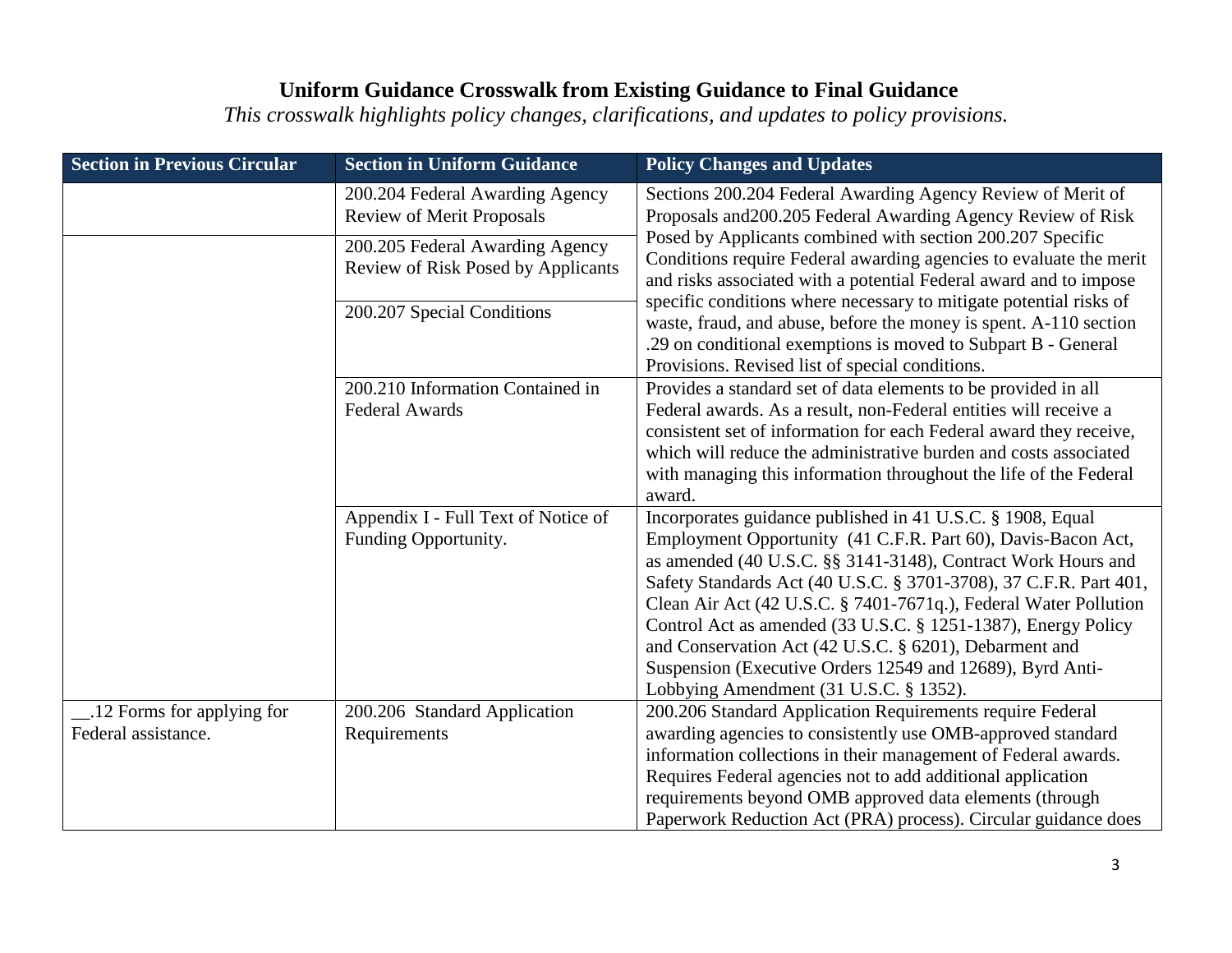**Uniform Guidance Crosswalk from Existing Guidance to Final Guidance**

*This crosswalk highlights policy changes, clarifications, and updates to policy provisions.*

| Section in Previous Circular | Section in Uniform Guidance | Policy Changes and Updates |
|---|---|---|
| | 200.204 Federal Awarding Agency Review of Merit Proposals | Sections 200.204 Federal Awarding Agency Review of Merit of Proposals and200.205 Federal Awarding Agency Review of Risk Posed by Applicants combined with section 200.207 Specific Conditions require Federal awarding agencies to evaluate the merit and risks associated with a potential Federal award and to impose specific conditions where necessary to mitigate potential risks of waste, fraud, and abuse, before the money is spent. A-110 section .29 on conditional exemptions is moved to Subpart B - General Provisions. Revised list of special conditions. |
| | 200.205 Federal Awarding Agency Review of Risk Posed by Applicants | |
| | 200.207 Special Conditions | |
| | 200.210 Information Contained in Federal Awards | Provides a standard set of data elements to be provided in all Federal awards. As a result, non-Federal entities will receive a consistent set of information for each Federal award they receive, which will reduce the administrative burden and costs associated with managing this information throughout the life of the Federal award. |
| | Appendix I - Full Text of Notice of Funding Opportunity. | Incorporates guidance published in 41 U.S.C. § 1908, Equal Employment Opportunity (41 C.F.R. Part 60), Davis-Bacon Act, as amended (40 U.S.C. §§ 3141-3148), Contract Work Hours and Safety Standards Act (40 U.S.C. § 3701-3708), 37 C.F.R. Part 401, Clean Air Act (42 U.S.C. § 7401-7671q.), Federal Water Pollution Control Act as amended (33 U.S.C. § 1251-1387), Energy Policy and Conservation Act (42 U.S.C. § 6201), Debarment and Suspension (Executive Orders 12549 and 12689), Byrd Anti-Lobbying Amendment (31 U.S.C. § 1352). |
| __.12 Forms for applying for Federal assistance. | 200.206 Standard Application Requirements | 200.206 Standard Application Requirements require Federal awarding agencies to consistently use OMB-approved standard information collections in their management of Federal awards. Requires Federal agencies not to add additional application requirements beyond OMB approved data elements (through Paperwork Reduction Act (PRA) process). Circular guidance does |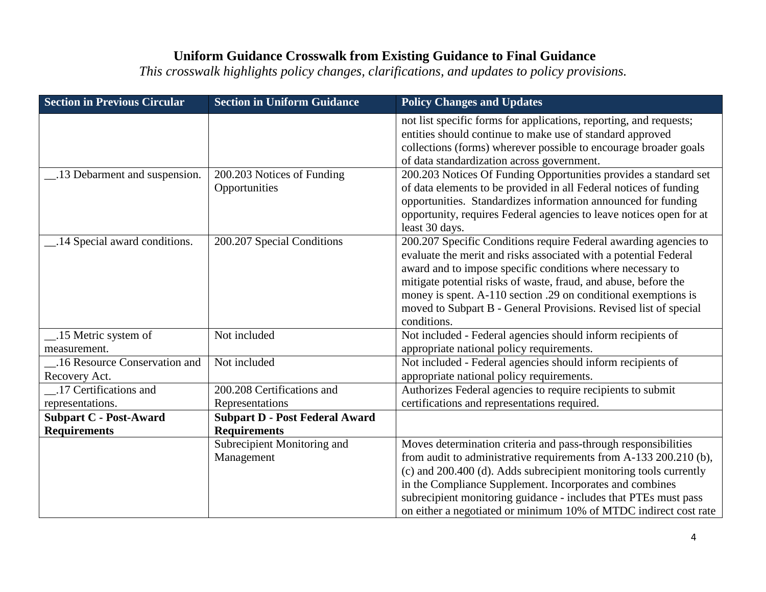# Uniform Guidance Crosswalk from Existing Guidance to Final Guidance

*This crosswalk highlights policy changes, clarifications, and updates to policy provisions.*

| Section in Previous Circular | Section in Uniform Guidance | Policy Changes and Updates |
|---|---|---|
| | | not list specific forms for applications, reporting, and requests; entities should continue to make use of standard approved collections (forms) wherever possible to encourage broader goals of data standardization across government. |
| __.13 Debarment and suspension. | 200.203 Notices of Funding Opportunities | 200.203 Notices Of Funding Opportunities provides a standard set of data elements to be provided in all Federal notices of funding opportunities. Standardizes information announced for funding opportunity, requires Federal agencies to leave notices open for at least 30 days. |
| __.14 Special award conditions. | 200.207 Special Conditions | 200.207 Specific Conditions require Federal awarding agencies to evaluate the merit and risks associated with a potential Federal award and to impose specific conditions where necessary to mitigate potential risks of waste, fraud, and abuse, before the money is spent. A-110 section .29 on conditional exemptions is moved to Subpart B - General Provisions. Revised list of special conditions. |
| __.15 Metric system of measurement. | Not included | Not included - Federal agencies should inform recipients of appropriate national policy requirements. |
| __.16 Resource Conservation and Recovery Act. | Not included | Not included - Federal agencies should inform recipients of appropriate national policy requirements. |
| __.17 Certifications and representations. | 200.208 Certifications and Representations | Authorizes Federal agencies to require recipients to submit certifications and representations required. |
| **Subpart C - Post-Award Requirements** | **Subpart D - Post Federal Award Requirements** | |
| | Subrecipient Monitoring and Management | Moves determination criteria and pass-through responsibilities from audit to administrative requirements from A-133 200.210 (b), (c) and 200.400 (d). Adds subrecipient monitoring tools currently in the Compliance Supplement. Incorporates and combines subrecipient monitoring guidance - includes that PTEs must pass on either a negotiated or minimum 10% of MTDC indirect cost rate |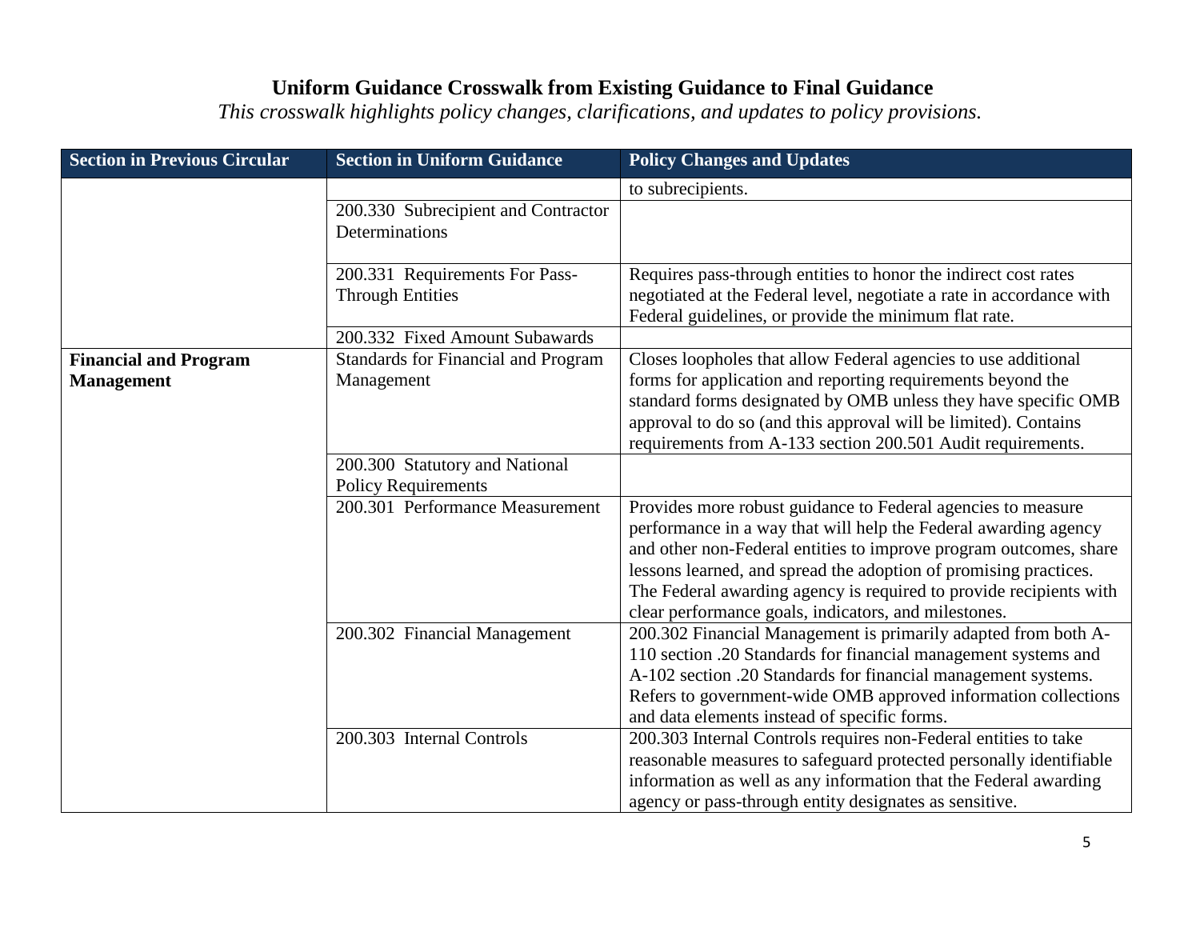# Uniform Guidance Crosswalk from Existing Guidance to Final Guidance

*This crosswalk highlights policy changes, clarifications, and updates to policy provisions.*

| Section in Previous Circular | Section in Uniform Guidance | Policy Changes and Updates |
|---|---|---|
| | | to subrecipients. |
| | 200.330 Subrecipient and Contractor Determinations | |
| | 200.331 Requirements For Pass-Through Entities | Requires pass-through entities to honor the indirect cost rates negotiated at the Federal level, negotiate a rate in accordance with Federal guidelines, or provide the minimum flat rate. |
| | 200.332 Fixed Amount Subawards | |
| **Financial and Program Management** | Standards for Financial and Program Management | Closes loopholes that allow Federal agencies to use additional forms for application and reporting requirements beyond the standard forms designated by OMB unless they have specific OMB approval to do so (and this approval will be limited). Contains requirements from A-133 section 200.501 Audit requirements. |
| | 200.300 Statutory and National Policy Requirements | |
| | 200.301 Performance Measurement | Provides more robust guidance to Federal agencies to measure performance in a way that will help the Federal awarding agency and other non-Federal entities to improve program outcomes, share lessons learned, and spread the adoption of promising practices. The Federal awarding agency is required to provide recipients with clear performance goals, indicators, and milestones. |
| | 200.302 Financial Management | 200.302 Financial Management is primarily adapted from both A-110 section .20 Standards for financial management systems and A-102 section .20 Standards for financial management systems. Refers to government-wide OMB approved information collections and data elements instead of specific forms. |
| | 200.303 Internal Controls | 200.303 Internal Controls requires non-Federal entities to take reasonable measures to safeguard protected personally identifiable information as well as any information that the Federal awarding agency or pass-through entity designates as sensitive. |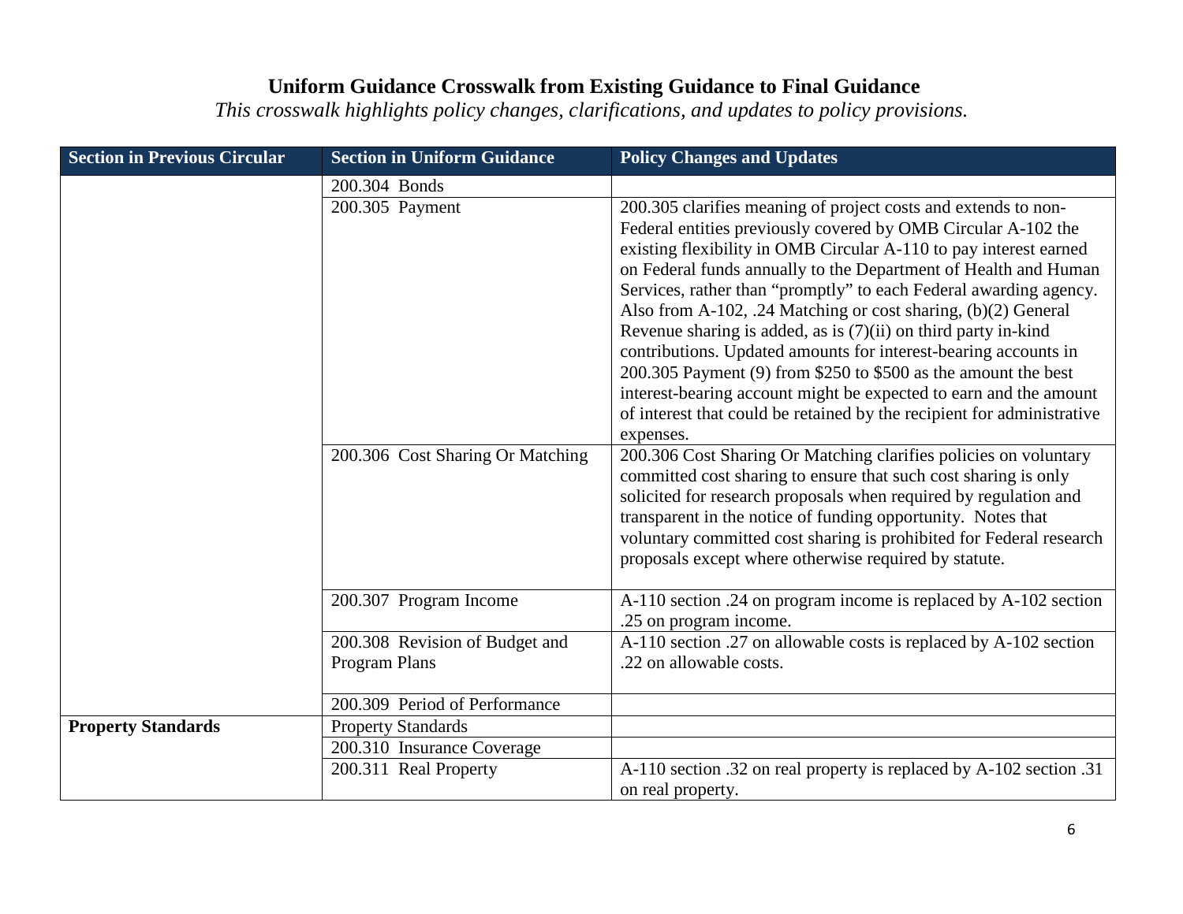# Uniform Guidance Crosswalk from Existing Guidance to Final Guidance

*This crosswalk highlights policy changes, clarifications, and updates to policy provisions.*

| Section in Previous Circular | Section in Uniform Guidance | Policy Changes and Updates |
|---|---|---|
| | 200.304 Bonds | |
| | 200.305 Payment | 200.305 clarifies meaning of project costs and extends to non-Federal entities previously covered by OMB Circular A-102 the existing flexibility in OMB Circular A-110 to pay interest earned on Federal funds annually to the Department of Health and Human Services, rather than "promptly" to each Federal awarding agency. Also from A-102, .24 Matching or cost sharing, (b)(2) General Revenue sharing is added, as is (7)(ii) on third party in-kind contributions. Updated amounts for interest-bearing accounts in 200.305 Payment (9) from $250 to $500 as the amount the best interest-bearing account might be expected to earn and the amount of interest that could be retained by the recipient for administrative expenses. |
| | 200.306 Cost Sharing Or Matching | 200.306 Cost Sharing Or Matching clarifies policies on voluntary committed cost sharing to ensure that such cost sharing is only solicited for research proposals when required by regulation and transparent in the notice of funding opportunity. Notes that voluntary committed cost sharing is prohibited for Federal research proposals except where otherwise required by statute. |
| | 200.307 Program Income | A-110 section .24 on program income is replaced by A-102 section .25 on program income. |
| | 200.308 Revision of Budget and Program Plans | A-110 section .27 on allowable costs is replaced by A-102 section .22 on allowable costs. |
| | 200.309 Period of Performance | |
| **Property Standards** | Property Standards | |
| | 200.310 Insurance Coverage | |
| | 200.311 Real Property | A-110 section .32 on real property is replaced by A-102 section .31 on real property. |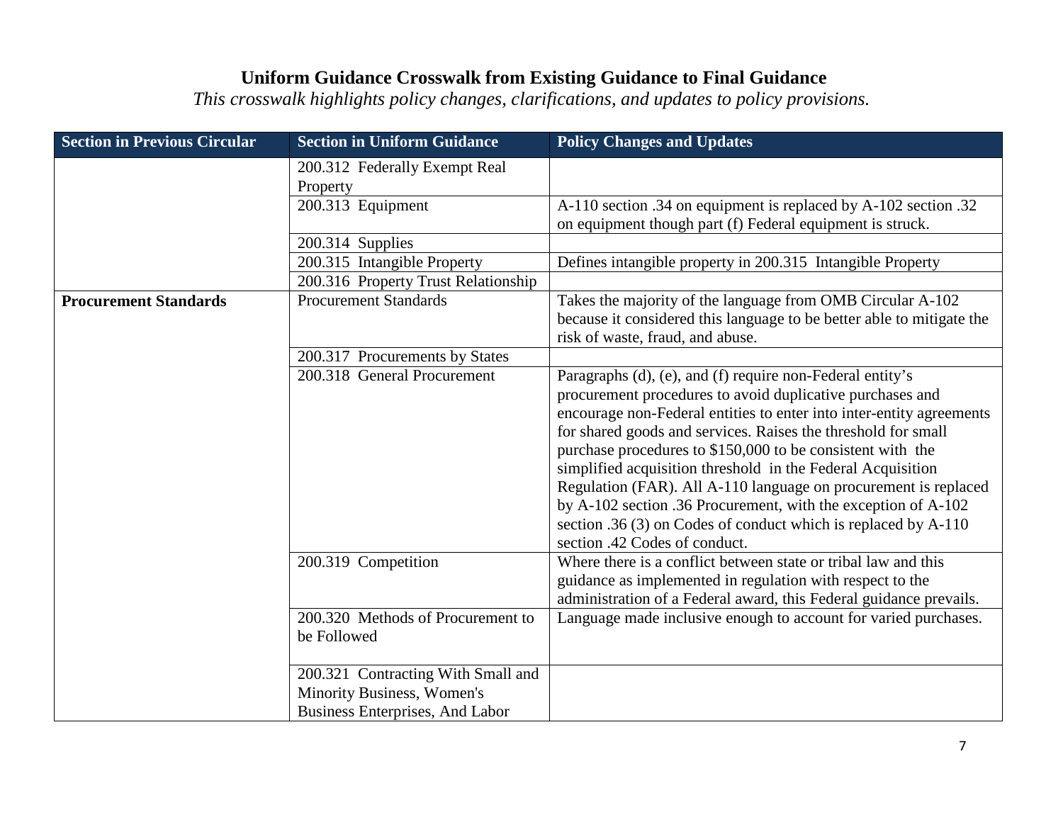# Uniform Guidance Crosswalk from Existing Guidance to Final Guidance

*This crosswalk highlights policy changes, clarifications, and updates to policy provisions.*

| Section in Previous Circular | Section in Uniform Guidance | Policy Changes and Updates |
|---|---|---|
| | 200.312 Federally Exempt Real Property | |
| | 200.313 Equipment | A-110 section .34 on equipment is replaced by A-102 section .32 on equipment though part (f) Federal equipment is struck. |
| | 200.314 Supplies | |
| | 200.315 Intangible Property | Defines intangible property in 200.315 Intangible Property |
| | 200.316 Property Trust Relationship | |
| **Procurement Standards** | Procurement Standards | Takes the majority of the language from OMB Circular A-102 because it considered this language to be better able to mitigate the risk of waste, fraud, and abuse. |
| | 200.317 Procurements by States | |
| | 200.318 General Procurement | Paragraphs (d), (e), and (f) require non-Federal entity's procurement procedures to avoid duplicative purchases and encourage non-Federal entities to enter into inter-entity agreements for shared goods and services. Raises the threshold for small purchase procedures to $150,000 to be consistent with the simplified acquisition threshold in the Federal Acquisition Regulation (FAR). All A-110 language on procurement is replaced by A-102 section .36 Procurement, with the exception of A-102 section .36 (3) on Codes of conduct which is replaced by A-110 section .42 Codes of conduct. |
| | 200.319 Competition | Where there is a conflict between state or tribal law and this guidance as implemented in regulation with respect to the administration of a Federal award, this Federal guidance prevails. |
| | 200.320 Methods of Procurement to be Followed | Language made inclusive enough to account for varied purchases. |
| | 200.321 Contracting With Small and Minority Business, Women's Business Enterprises, And Labor | |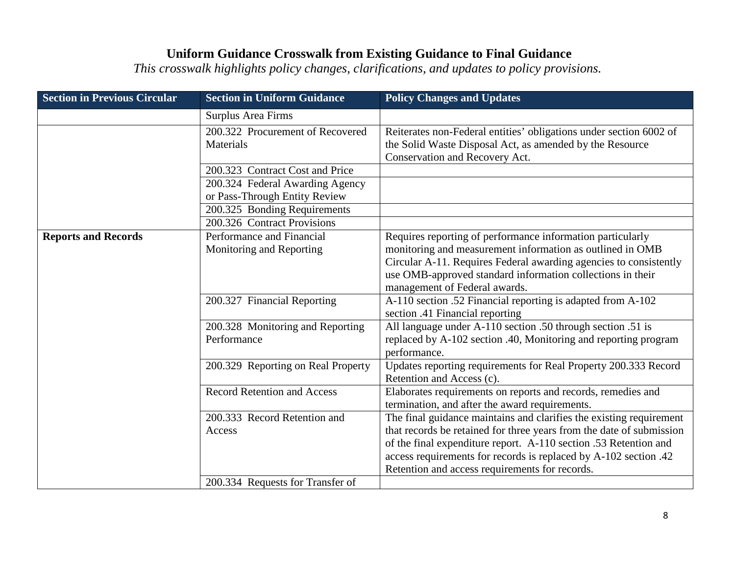# Uniform Guidance Crosswalk from Existing Guidance to Final Guidance

*This crosswalk highlights policy changes, clarifications, and updates to policy provisions.*

| Section in Previous Circular | Section in Uniform Guidance | Policy Changes and Updates |
|---|---|---|
| | Surplus Area Firms | |
| | 200.322 Procurement of Recovered Materials | Reiterates non-Federal entities' obligations under section 6002 of the Solid Waste Disposal Act, as amended by the Resource Conservation and Recovery Act. |
| | 200.323 Contract Cost and Price | |
| | 200.324 Federal Awarding Agency or Pass-Through Entity Review | |
| | 200.325 Bonding Requirements | |
| | 200.326 Contract Provisions | |
| **Reports and Records** | Performance and Financial Monitoring and Reporting | Requires reporting of performance information particularly monitoring and measurement information as outlined in OMB Circular A-11. Requires Federal awarding agencies to consistently use OMB-approved standard information collections in their management of Federal awards. |
| | 200.327 Financial Reporting | A-110 section .52 Financial reporting is adapted from A-102 section .41 Financial reporting |
| | 200.328 Monitoring and Reporting Performance | All language under A-110 section .50 through section .51 is replaced by A-102 section .40, Monitoring and reporting program performance. |
| | 200.329 Reporting on Real Property | Updates reporting requirements for Real Property 200.333 Record Retention and Access (c). |
| | Record Retention and Access | Elaborates requirements on reports and records, remedies and termination, and after the award requirements. |
| | 200.333 Record Retention and Access | The final guidance maintains and clarifies the existing requirement that records be retained for three years from the date of submission of the final expenditure report. A-110 section .53 Retention and access requirements for records is replaced by A-102 section .42 Retention and access requirements for records. |
| | 200.334 Requests for Transfer of | |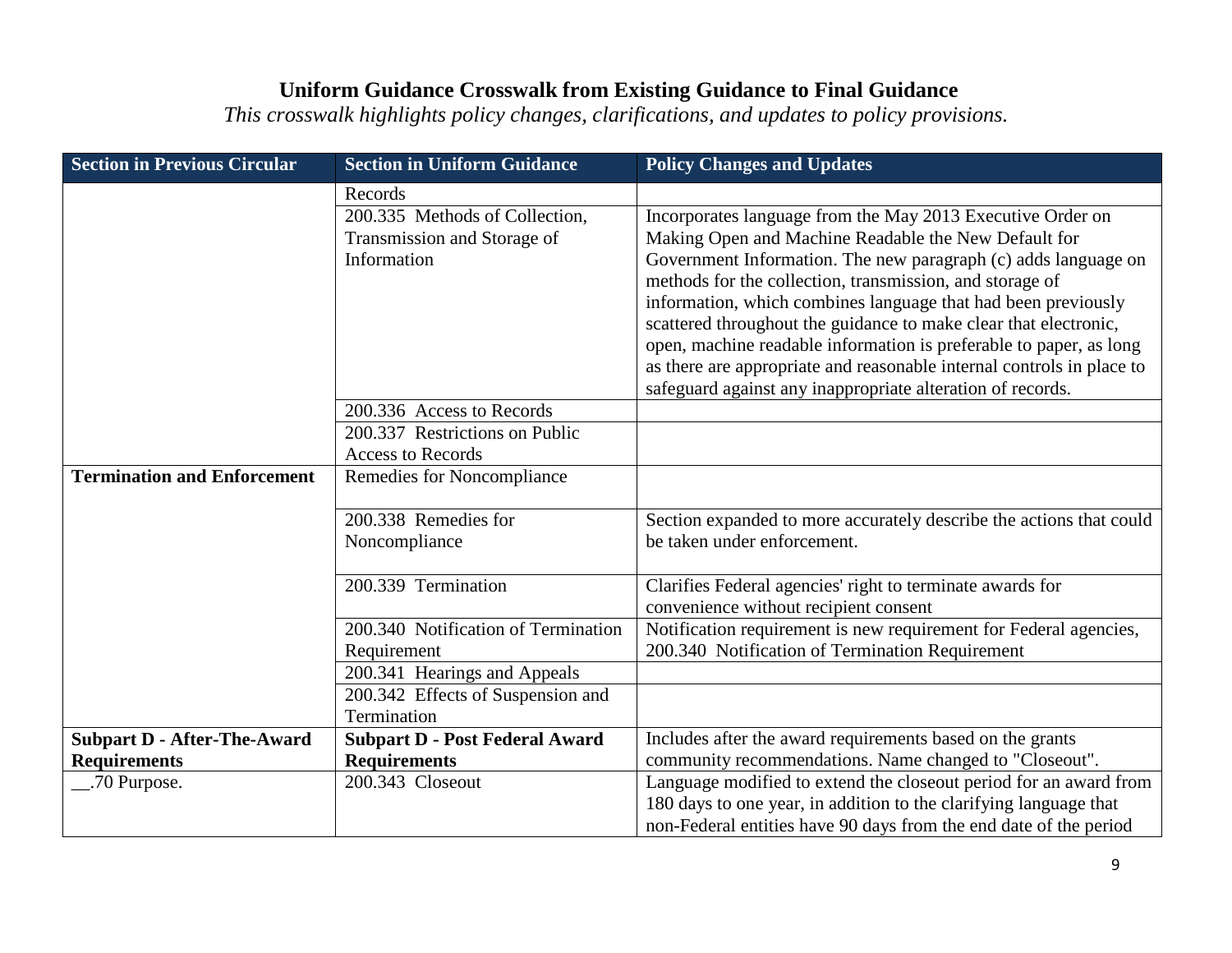# Uniform Guidance Crosswalk from Existing Guidance to Final Guidance

*This crosswalk highlights policy changes, clarifications, and updates to policy provisions.*

| Section in Previous Circular | Section in Uniform Guidance | Policy Changes and Updates |
|---|---|---|
| | Records | |
| | 200.335 Methods of Collection, Transmission and Storage of Information | Incorporates language from the May 2013 Executive Order on Making Open and Machine Readable the New Default for Government Information. The new paragraph (c) adds language on methods for the collection, transmission, and storage of information, which combines language that had been previously scattered throughout the guidance to make clear that electronic, open, machine readable information is preferable to paper, as long as there are appropriate and reasonable internal controls in place to safeguard against any inappropriate alteration of records. |
| | 200.336 Access to Records | |
| | 200.337 Restrictions on Public Access to Records | |
| **Termination and Enforcement** | Remedies for Noncompliance | |
| | 200.338 Remedies for Noncompliance | Section expanded to more accurately describe the actions that could be taken under enforcement. |
| | 200.339 Termination | Clarifies Federal agencies' right to terminate awards for convenience without recipient consent |
| | 200.340 Notification of Termination Requirement | Notification requirement is new requirement for Federal agencies, 200.340 Notification of Termination Requirement |
| | 200.341 Hearings and Appeals | |
| | 200.342 Effects of Suspension and Termination | |
| **Subpart D - After-The-Award Requirements** | **Subpart D - Post Federal Award Requirements** | Includes after the award requirements based on the grants community recommendations. Name changed to "Closeout". |
| __.70 Purpose. | 200.343 Closeout | Language modified to extend the closeout period for an award from 180 days to one year, in addition to the clarifying language that non-Federal entities have 90 days from the end date of the period |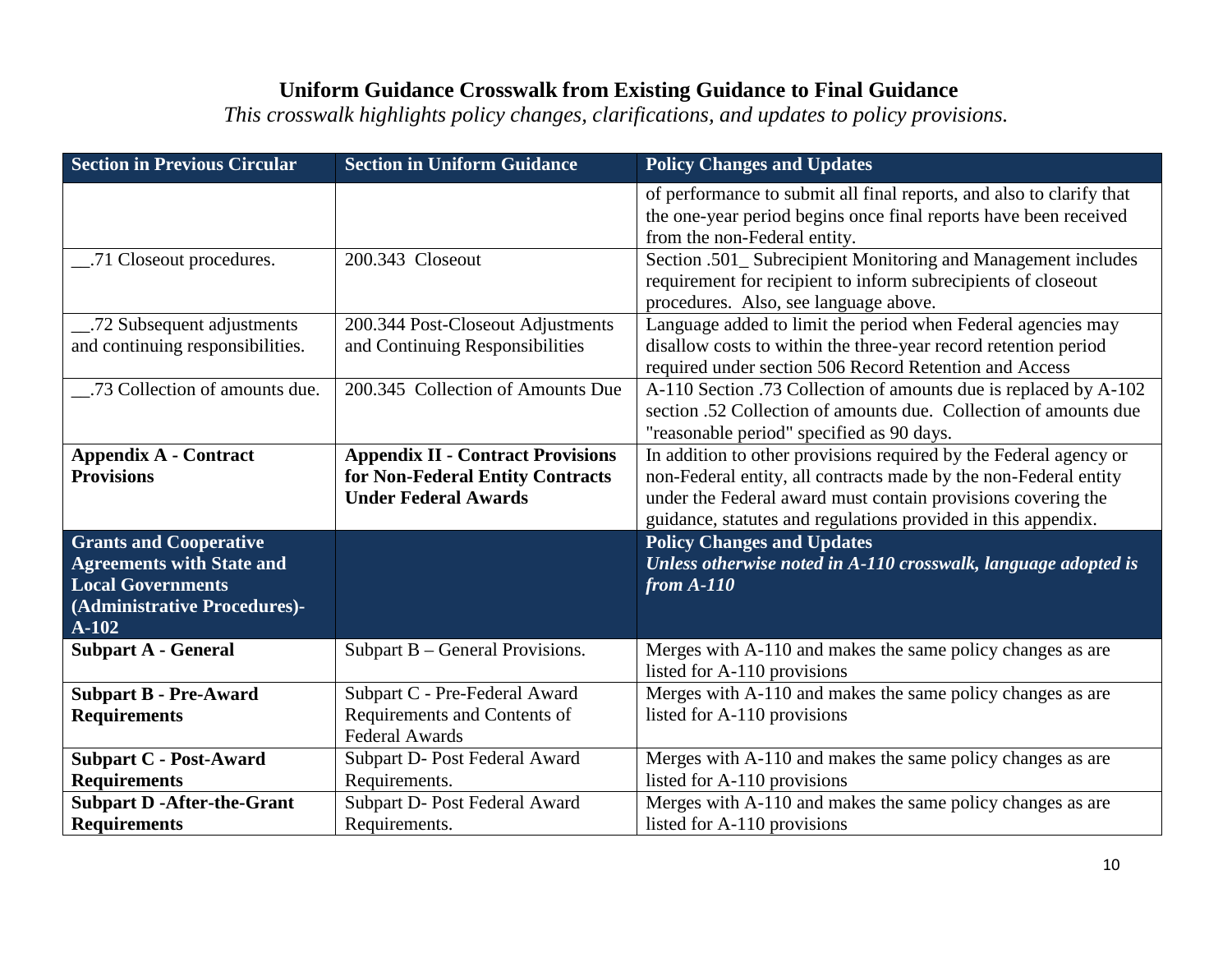# Uniform Guidance Crosswalk from Existing Guidance to Final Guidance

*This crosswalk highlights policy changes, clarifications, and updates to policy provisions.*

| Section in Previous Circular | Section in Uniform Guidance | Policy Changes and Updates |
|---|---|---|
| | | of performance to submit all final reports, and also to clarify that the one-year period begins once final reports have been received from the non-Federal entity. |
| __.71 Closeout procedures. | 200.343 Closeout | Section .501_ Subrecipient Monitoring and Management includes requirement for recipient to inform subrecipients of closeout procedures. Also, see language above. |
| __.72 Subsequent adjustments and continuing responsibilities. | 200.344 Post-Closeout Adjustments and Continuing Responsibilities | Language added to limit the period when Federal agencies may disallow costs to within the three-year record retention period required under section 506 Record Retention and Access |
| __.73 Collection of amounts due. | 200.345 Collection of Amounts Due | A-110 Section .73 Collection of amounts due is replaced by A-102 section .52 Collection of amounts due. Collection of amounts due "reasonable period" specified as 90 days. |
| **Appendix A - Contract Provisions** | **Appendix II - Contract Provisions for Non-Federal Entity Contracts Under Federal Awards** | In addition to other provisions required by the Federal agency or non-Federal entity, all contracts made by the non-Federal entity under the Federal award must contain provisions covering the guidance, statutes and regulations provided in this appendix. |
| **Grants and Cooperative Agreements with State and Local Governments (Administrative Procedures)- A-102** | | **Policy Changes and Updates** ***Unless otherwise noted in A-110 crosswalk, language adopted is from A-110*** |
| **Subpart A - General** | Subpart B – General Provisions. | Merges with A-110 and makes the same policy changes as are listed for A-110 provisions |
| **Subpart B - Pre-Award Requirements** | Subpart C - Pre-Federal Award Requirements and Contents of Federal Awards | Merges with A-110 and makes the same policy changes as are listed for A-110 provisions |
| **Subpart C - Post-Award Requirements** | Subpart D- Post Federal Award Requirements. | Merges with A-110 and makes the same policy changes as are listed for A-110 provisions |
| **Subpart D -After-the-Grant Requirements** | Subpart D- Post Federal Award Requirements. | Merges with A-110 and makes the same policy changes as are listed for A-110 provisions |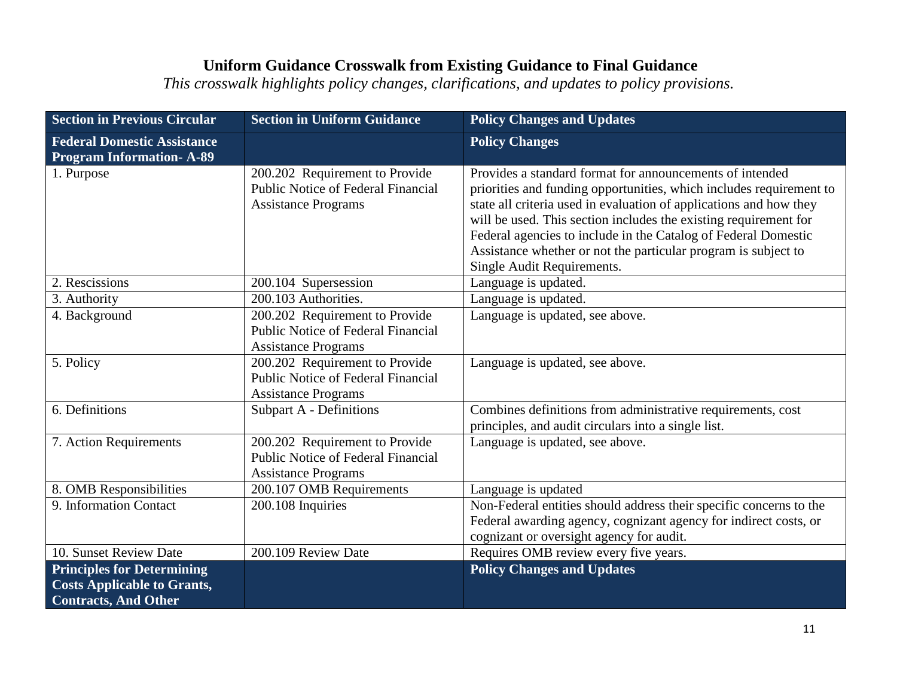## Uniform Guidance Crosswalk from Existing Guidance to Final Guidance

*This crosswalk highlights policy changes, clarifications, and updates to policy provisions.*

| Section in Previous Circular | Section in Uniform Guidance | Policy Changes and Updates |
|---|---|---|
| **Federal Domestic Assistance Program Information- A-89** | | **Policy Changes** |
| 1. Purpose | 200.202 Requirement to Provide Public Notice of Federal Financial Assistance Programs | Provides a standard format for announcements of intended priorities and funding opportunities, which includes requirement to state all criteria used in evaluation of applications and how they will be used. This section includes the existing requirement for Federal agencies to include in the Catalog of Federal Domestic Assistance whether or not the particular program is subject to Single Audit Requirements. |
| 2. Rescissions | 200.104 Supersession | Language is updated. |
| 3. Authority | 200.103 Authorities. | Language is updated. |
| 4. Background | 200.202 Requirement to Provide Public Notice of Federal Financial Assistance Programs | Language is updated, see above. |
| 5. Policy | 200.202 Requirement to Provide Public Notice of Federal Financial Assistance Programs | Language is updated, see above. |
| 6. Definitions | Subpart A - Definitions | Combines definitions from administrative requirements, cost principles, and audit circulars into a single list. |
| 7. Action Requirements | 200.202 Requirement to Provide Public Notice of Federal Financial Assistance Programs | Language is updated, see above. |
| 8. OMB Responsibilities | 200.107 OMB Requirements | Language is updated |
| 9. Information Contact | 200.108 Inquiries | Non-Federal entities should address their specific concerns to the Federal awarding agency, cognizant agency for indirect costs, or cognizant or oversight agency for audit. |
| 10. Sunset Review Date | 200.109 Review Date | Requires OMB review every five years. |
| **Principles for Determining Costs Applicable to Grants, Contracts, And Other** | | **Policy Changes and Updates** |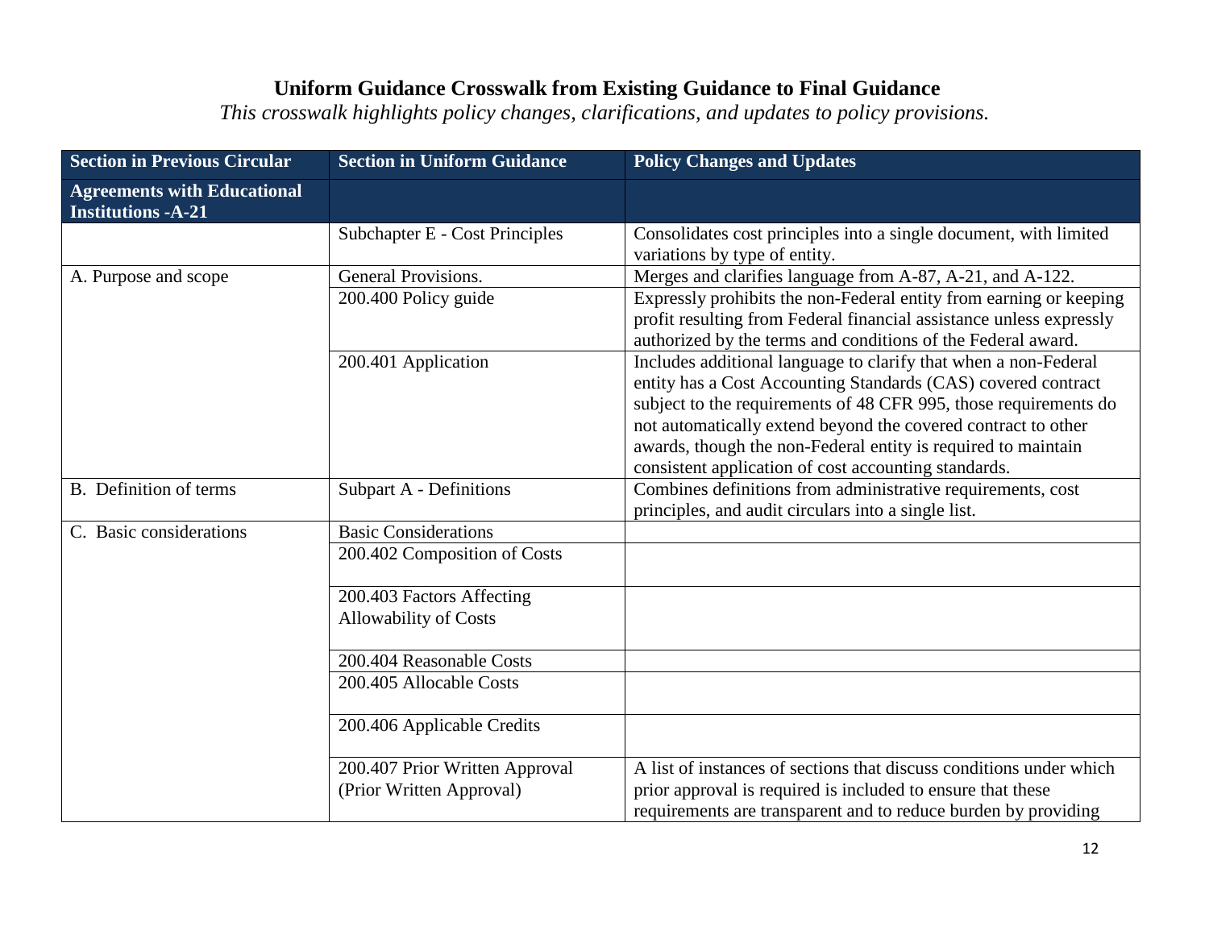# Uniform Guidance Crosswalk from Existing Guidance to Final Guidance

*This crosswalk highlights policy changes, clarifications, and updates to policy provisions.*

| Section in Previous Circular | Section in Uniform Guidance | Policy Changes and Updates |
|---|---|---|
| **Agreements with Educational Institutions -A-21** | | |
| | Subchapter E - Cost Principles | Consolidates cost principles into a single document, with limited variations by type of entity. |
| A. Purpose and scope | General Provisions. | Merges and clarifies language from A-87, A-21, and A-122. |
| | 200.400 Policy guide | Expressly prohibits the non-Federal entity from earning or keeping profit resulting from Federal financial assistance unless expressly authorized by the terms and conditions of the Federal award. |
| | 200.401 Application | Includes additional language to clarify that when a non-Federal entity has a Cost Accounting Standards (CAS) covered contract subject to the requirements of 48 CFR 995, those requirements do not automatically extend beyond the covered contract to other awards, though the non-Federal entity is required to maintain consistent application of cost accounting standards. |
| B. Definition of terms | Subpart A - Definitions | Combines definitions from administrative requirements, cost principles, and audit circulars into a single list. |
| C. Basic considerations | Basic Considerations | |
| | 200.402 Composition of Costs | |
| | 200.403 Factors Affecting Allowability of Costs | |
| | 200.404 Reasonable Costs | |
| | 200.405 Allocable Costs | |
| | 200.406 Applicable Credits | |
| | 200.407 Prior Written Approval (Prior Written Approval) | A list of instances of sections that discuss conditions under which prior approval is required is included to ensure that these requirements are transparent and to reduce burden by providing |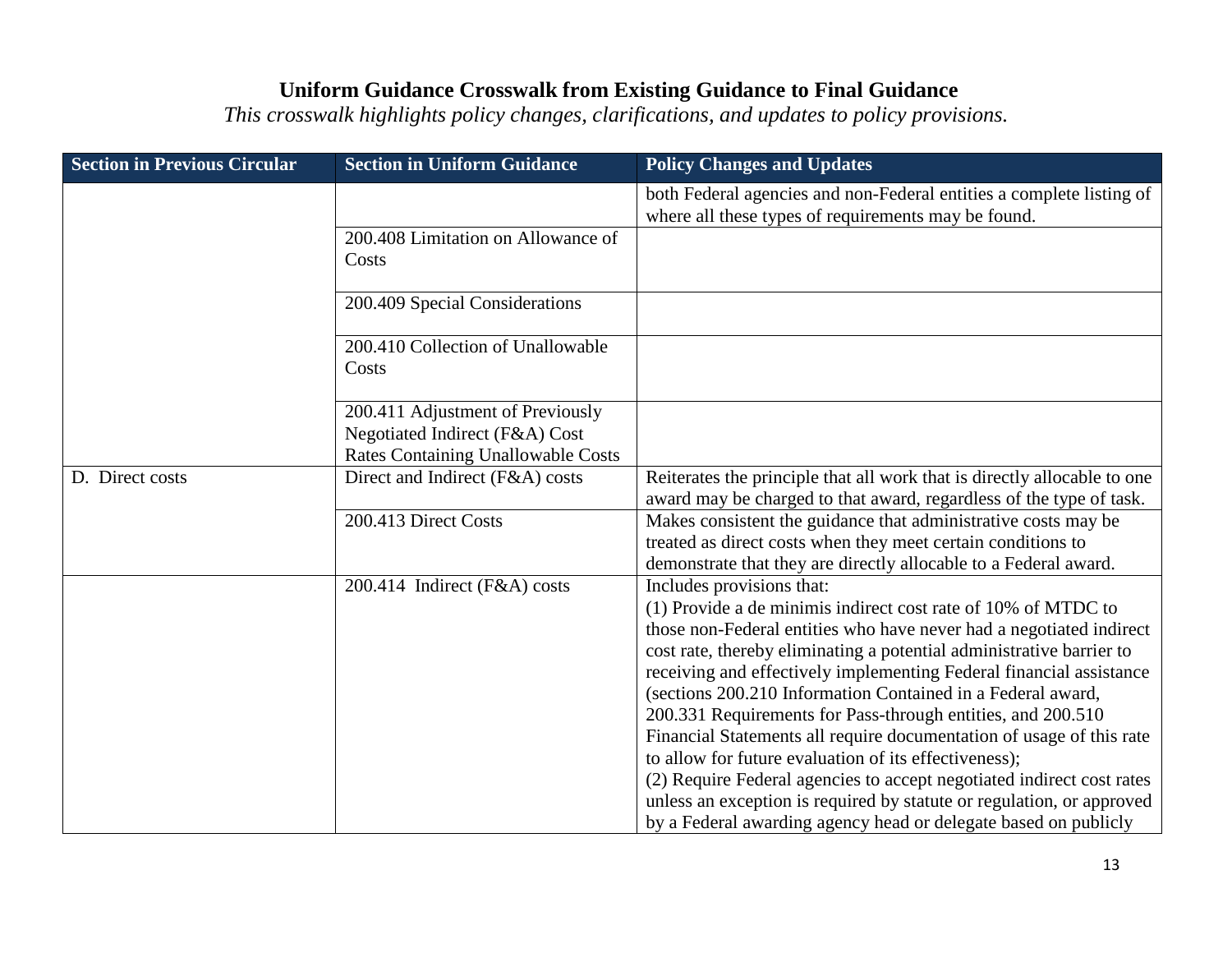# Uniform Guidance Crosswalk from Existing Guidance to Final Guidance

*This crosswalk highlights policy changes, clarifications, and updates to policy provisions.*

| Section in Previous Circular | Section in Uniform Guidance | Policy Changes and Updates |
|---|---|---|
| | | both Federal agencies and non-Federal entities a complete listing of where all these types of requirements may be found. |
| | 200.408 Limitation on Allowance of Costs | |
| | 200.409 Special Considerations | |
| | 200.410 Collection of Unallowable Costs | |
| | 200.411 Adjustment of Previously Negotiated Indirect (F&A) Cost Rates Containing Unallowable Costs | |
| D. Direct costs | Direct and Indirect (F&A) costs | Reiterates the principle that all work that is directly allocable to one award may be charged to that award, regardless of the type of task. |
| | 200.413 Direct Costs | Makes consistent the guidance that administrative costs may be treated as direct costs when they meet certain conditions to demonstrate that they are directly allocable to a Federal award. |
| | 200.414 Indirect (F&A) costs | Includes provisions that:<br>(1) Provide a de minimis indirect cost rate of 10% of MTDC to those non-Federal entities who have never had a negotiated indirect cost rate, thereby eliminating a potential administrative barrier to receiving and effectively implementing Federal financial assistance (sections 200.210 Information Contained in a Federal award, 200.331 Requirements for Pass-through entities, and 200.510 Financial Statements all require documentation of usage of this rate to allow for future evaluation of its effectiveness);<br>(2) Require Federal agencies to accept negotiated indirect cost rates unless an exception is required by statute or regulation, or approved by a Federal awarding agency head or delegate based on publicly |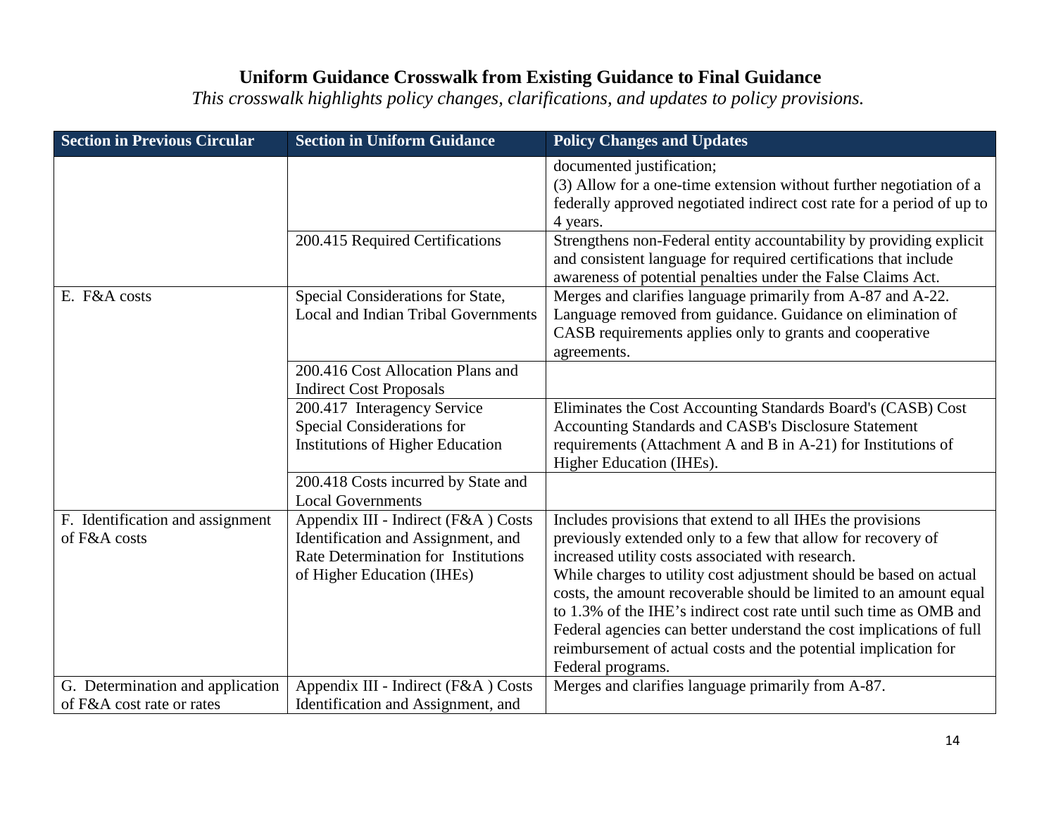# Uniform Guidance Crosswalk from Existing Guidance to Final Guidance

*This crosswalk highlights policy changes, clarifications, and updates to policy provisions.*

| Section in Previous Circular | Section in Uniform Guidance | Policy Changes and Updates |
|---|---|---|
| | | documented justification;<br>(3) Allow for a one-time extension without further negotiation of a federally approved negotiated indirect cost rate for a period of up to 4 years. |
| | 200.415 Required Certifications | Strengthens non-Federal entity accountability by providing explicit and consistent language for required certifications that include awareness of potential penalties under the False Claims Act. |
| E. F&A costs | Special Considerations for State, Local and Indian Tribal Governments | Merges and clarifies language primarily from A-87 and A-22. Language removed from guidance. Guidance on elimination of CASB requirements applies only to grants and cooperative agreements. |
| | 200.416 Cost Allocation Plans and Indirect Cost Proposals | |
| | 200.417 Interagency Service Special Considerations for Institutions of Higher Education | Eliminates the Cost Accounting Standards Board's (CASB) Cost Accounting Standards and CASB's Disclosure Statement requirements (Attachment A and B in A-21) for Institutions of Higher Education (IHEs). |
| | 200.418 Costs incurred by State and Local Governments | |
| F. Identification and assignment of F&A costs | Appendix III - Indirect (F&A ) Costs Identification and Assignment, and Rate Determination for Institutions of Higher Education (IHEs) | Includes provisions that extend to all IHEs the provisions previously extended only to a few that allow for recovery of increased utility costs associated with research.<br>While charges to utility cost adjustment should be based on actual costs, the amount recoverable should be limited to an amount equal to 1.3% of the IHE's indirect cost rate until such time as OMB and Federal agencies can better understand the cost implications of full reimbursement of actual costs and the potential implication for Federal programs. |
| G. Determination and application of F&A cost rate or rates | Appendix III - Indirect (F&A ) Costs Identification and Assignment, and | Merges and clarifies language primarily from A-87. |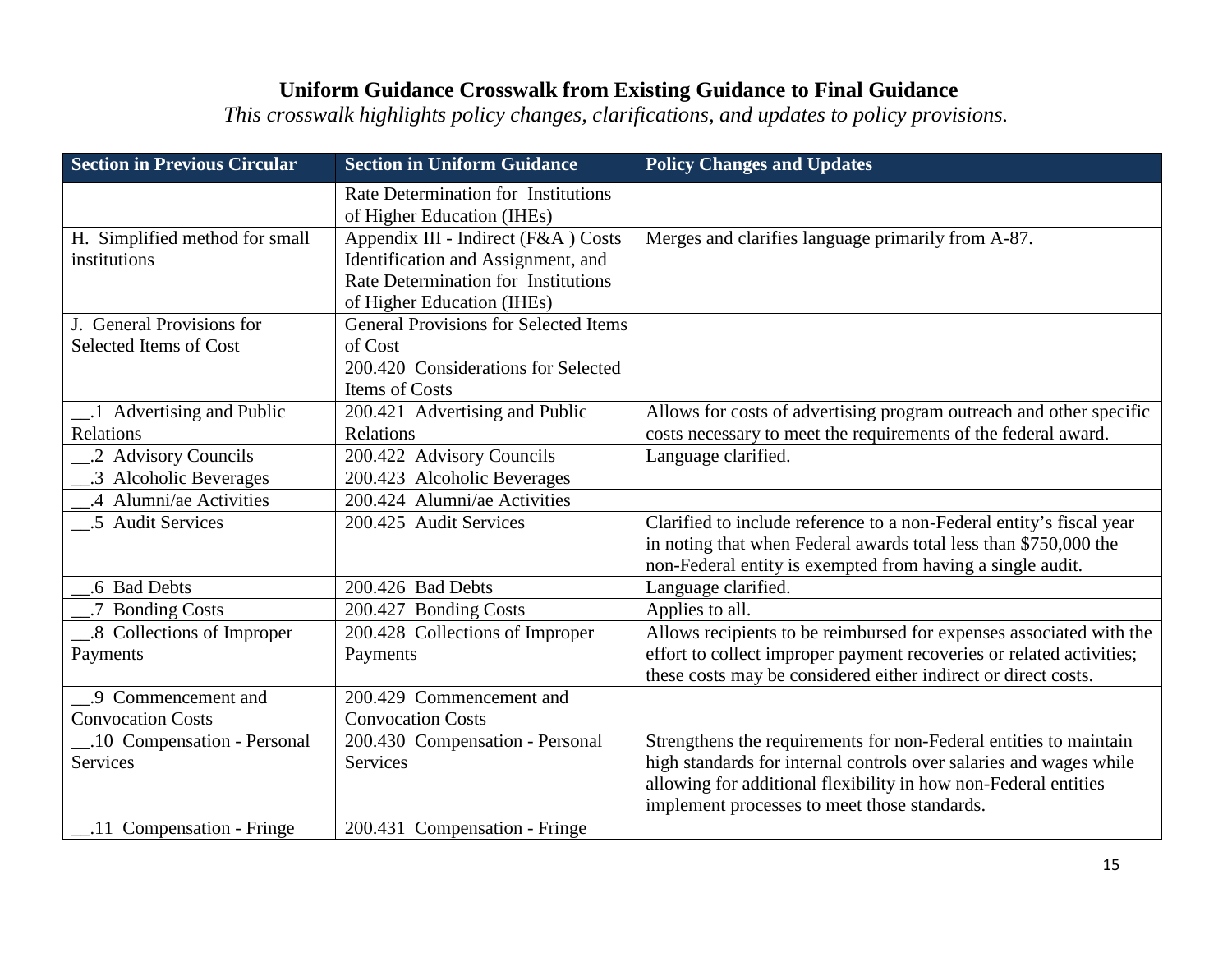## Uniform Guidance Crosswalk from Existing Guidance to Final Guidance

*This crosswalk highlights policy changes, clarifications, and updates to policy provisions.*

| Section in Previous Circular | Section in Uniform Guidance | Policy Changes and Updates |
|---|---|---|
| | Rate Determination for Institutions of Higher Education (IHEs) | |
| H. Simplified method for small institutions | Appendix III - Indirect (F&A ) Costs Identification and Assignment, and Rate Determination for Institutions of Higher Education (IHEs) | Merges and clarifies language primarily from A-87. |
| J. General Provisions for Selected Items of Cost | General Provisions for Selected Items of Cost | |
| | 200.420 Considerations for Selected Items of Costs | |
| __.1 Advertising and Public Relations | 200.421 Advertising and Public Relations | Allows for costs of advertising program outreach and other specific costs necessary to meet the requirements of the federal award. |
| __.2 Advisory Councils | 200.422 Advisory Councils | Language clarified. |
| __.3 Alcoholic Beverages | 200.423 Alcoholic Beverages | |
| __.4 Alumni/ae Activities | 200.424 Alumni/ae Activities | |
| __.5 Audit Services | 200.425 Audit Services | Clarified to include reference to a non-Federal entity's fiscal year in noting that when Federal awards total less than $750,000 the non-Federal entity is exempted from having a single audit. |
| __.6 Bad Debts | 200.426 Bad Debts | Language clarified. |
| __.7 Bonding Costs | 200.427 Bonding Costs | Applies to all. |
| __.8 Collections of Improper Payments | 200.428 Collections of Improper Payments | Allows recipients to be reimbursed for expenses associated with the effort to collect improper payment recoveries or related activities; these costs may be considered either indirect or direct costs. |
| __.9 Commencement and Convocation Costs | 200.429 Commencement and Convocation Costs | |
| __.10 Compensation - Personal Services | 200.430 Compensation - Personal Services | Strengthens the requirements for non-Federal entities to maintain high standards for internal controls over salaries and wages while allowing for additional flexibility in how non-Federal entities implement processes to meet those standards. |
| __.11 Compensation - Fringe | 200.431 Compensation - Fringe | |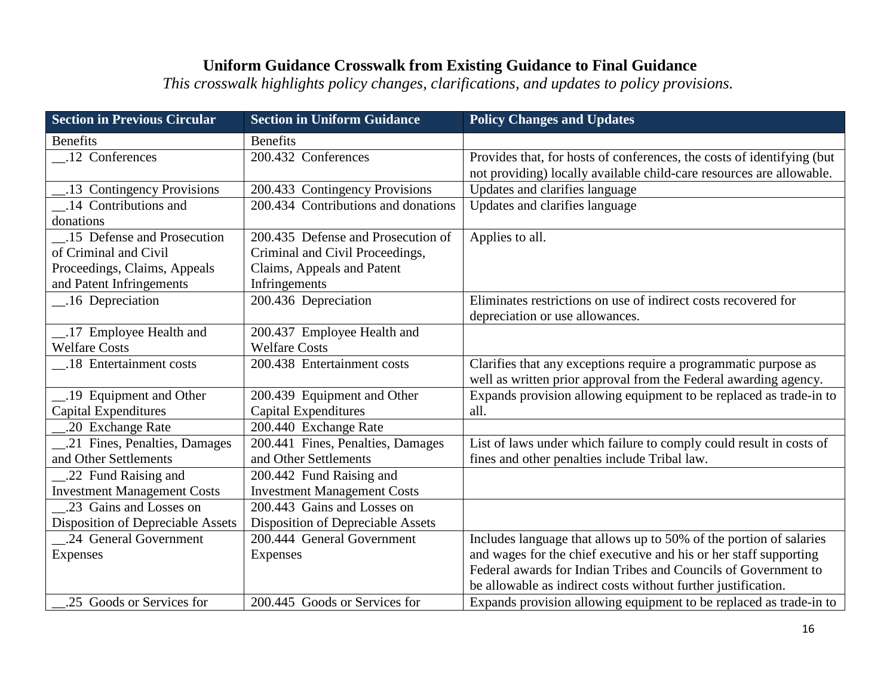# Uniform Guidance Crosswalk from Existing Guidance to Final Guidance

*This crosswalk highlights policy changes, clarifications, and updates to policy provisions.*

| Section in Previous Circular | Section in Uniform Guidance | Policy Changes and Updates |
|---|---|---|
| Benefits | Benefits | |
| __.12 Conferences | 200.432 Conferences | Provides that, for hosts of conferences, the costs of identifying (but not providing) locally available child-care resources are allowable. |
| __.13 Contingency Provisions | 200.433 Contingency Provisions | Updates and clarifies language |
| __.14 Contributions and donations | 200.434 Contributions and donations | Updates and clarifies language |
| __.15 Defense and Prosecution of Criminal and Civil Proceedings, Claims, Appeals and Patent Infringements | 200.435 Defense and Prosecution of Criminal and Civil Proceedings, Claims, Appeals and Patent Infringements | Applies to all. |
| __.16 Depreciation | 200.436 Depreciation | Eliminates restrictions on use of indirect costs recovered for depreciation or use allowances. |
| __.17 Employee Health and Welfare Costs | 200.437 Employee Health and Welfare Costs | |
| __.18 Entertainment costs | 200.438 Entertainment costs | Clarifies that any exceptions require a programmatic purpose as well as written prior approval from the Federal awarding agency. |
| __.19 Equipment and Other Capital Expenditures | 200.439 Equipment and Other Capital Expenditures | Expands provision allowing equipment to be replaced as trade-in to all. |
| __.20 Exchange Rate | 200.440 Exchange Rate | |
| __.21 Fines, Penalties, Damages and Other Settlements | 200.441 Fines, Penalties, Damages and Other Settlements | List of laws under which failure to comply could result in costs of fines and other penalties include Tribal law. |
| __.22 Fund Raising and Investment Management Costs | 200.442 Fund Raising and Investment Management Costs | |
| __.23 Gains and Losses on Disposition of Depreciable Assets | 200.443 Gains and Losses on Disposition of Depreciable Assets | |
| __.24 General Government Expenses | 200.444 General Government Expenses | Includes language that allows up to 50% of the portion of salaries and wages for the chief executive and his or her staff supporting Federal awards for Indian Tribes and Councils of Government to be allowable as indirect costs without further justification. |
| __.25 Goods or Services for | 200.445 Goods or Services for | Expands provision allowing equipment to be replaced as trade-in to |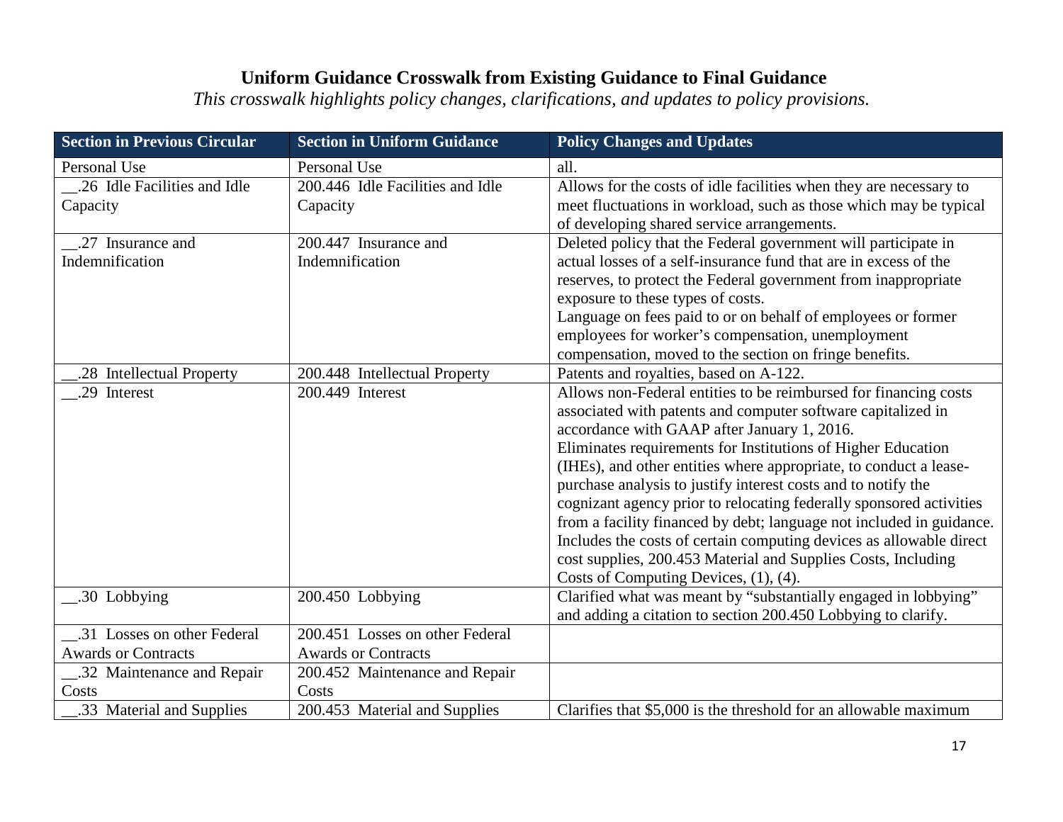# Uniform Guidance Crosswalk from Existing Guidance to Final Guidance

*This crosswalk highlights policy changes, clarifications, and updates to policy provisions.*

| Section in Previous Circular | Section in Uniform Guidance | Policy Changes and Updates |
|---|---|---|
| Personal Use | Personal Use | all. |
| __.26 Idle Facilities and Idle Capacity | 200.446 Idle Facilities and Idle Capacity | Allows for the costs of idle facilities when they are necessary to meet fluctuations in workload, such as those which may be typical of developing shared service arrangements. |
| __.27 Insurance and Indemnification | 200.447 Insurance and Indemnification | Deleted policy that the Federal government will participate in actual losses of a self-insurance fund that are in excess of the reserves, to protect the Federal government from inappropriate exposure to these types of costs.<br>Language on fees paid to or on behalf of employees or former employees for worker's compensation, unemployment compensation, moved to the section on fringe benefits. |
| __.28 Intellectual Property | 200.448 Intellectual Property | Patents and royalties, based on A-122. |
| __.29 Interest | 200.449 Interest | Allows non-Federal entities to be reimbursed for financing costs associated with patents and computer software capitalized in accordance with GAAP after January 1, 2016.<br>Eliminates requirements for Institutions of Higher Education (IHEs), and other entities where appropriate, to conduct a lease-purchase analysis to justify interest costs and to notify the cognizant agency prior to relocating federally sponsored activities from a facility financed by debt; language not included in guidance.<br>Includes the costs of certain computing devices as allowable direct cost supplies, 200.453 Material and Supplies Costs, Including Costs of Computing Devices, (1), (4). |
| __.30 Lobbying | 200.450 Lobbying | Clarified what was meant by "substantially engaged in lobbying" and adding a citation to section 200.450 Lobbying to clarify. |
| __.31 Losses on other Federal Awards or Contracts | 200.451 Losses on other Federal Awards or Contracts | |
| __.32 Maintenance and Repair Costs | 200.452 Maintenance and Repair Costs | |
| __.33 Material and Supplies | 200.453 Material and Supplies | Clarifies that $5,000 is the threshold for an allowable maximum |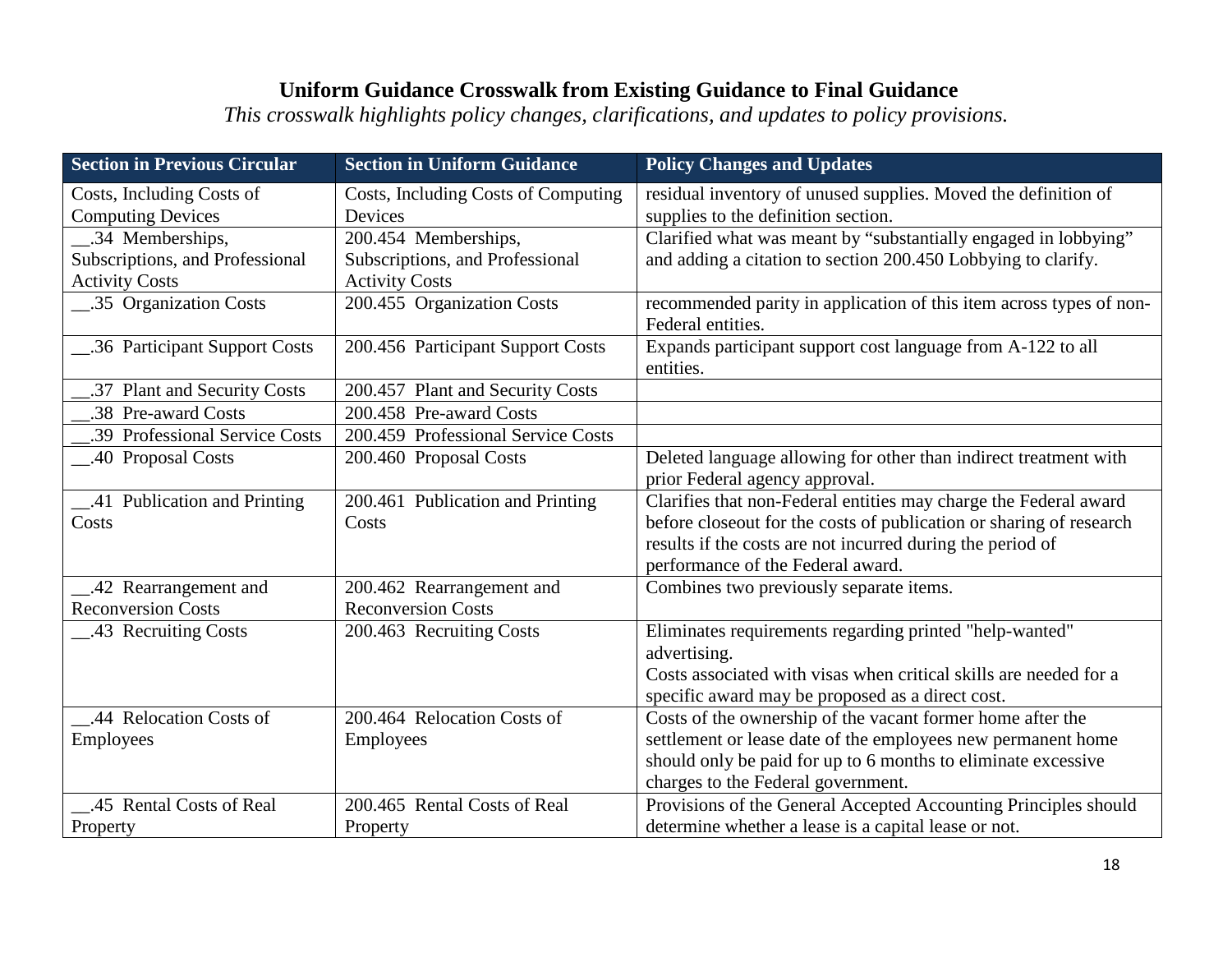## Uniform Guidance Crosswalk from Existing Guidance to Final Guidance

*This crosswalk highlights policy changes, clarifications, and updates to policy provisions.*

| Section in Previous Circular | Section in Uniform Guidance | Policy Changes and Updates |
|---|---|---|
| Costs, Including Costs of Computing Devices | Costs, Including Costs of Computing Devices | residual inventory of unused supplies. Moved the definition of supplies to the definition section. |
| __.34 Memberships, Subscriptions, and Professional Activity Costs | 200.454 Memberships, Subscriptions, and Professional Activity Costs | Clarified what was meant by "substantially engaged in lobbying" and adding a citation to section 200.450 Lobbying to clarify. |
| __.35 Organization Costs | 200.455 Organization Costs | recommended parity in application of this item across types of non-Federal entities. |
| __.36 Participant Support Costs | 200.456 Participant Support Costs | Expands participant support cost language from A-122 to all entities. |
| __.37 Plant and Security Costs | 200.457 Plant and Security Costs | |
| __.38 Pre-award Costs | 200.458 Pre-award Costs | |
| __.39 Professional Service Costs | 200.459 Professional Service Costs | |
| __.40 Proposal Costs | 200.460 Proposal Costs | Deleted language allowing for other than indirect treatment with prior Federal agency approval. |
| __.41 Publication and Printing Costs | 200.461 Publication and Printing Costs | Clarifies that non-Federal entities may charge the Federal award before closeout for the costs of publication or sharing of research results if the costs are not incurred during the period of performance of the Federal award. |
| __.42 Rearrangement and Reconversion Costs | 200.462 Rearrangement and Reconversion Costs | Combines two previously separate items. |
| __.43 Recruiting Costs | 200.463 Recruiting Costs | Eliminates requirements regarding printed "help-wanted" advertising.<br>Costs associated with visas when critical skills are needed for a specific award may be proposed as a direct cost. |
| __.44 Relocation Costs of Employees | 200.464 Relocation Costs of Employees | Costs of the ownership of the vacant former home after the settlement or lease date of the employees new permanent home should only be paid for up to 6 months to eliminate excessive charges to the Federal government. |
| __.45 Rental Costs of Real Property | 200.465 Rental Costs of Real Property | Provisions of the General Accepted Accounting Principles should determine whether a lease is a capital lease or not. |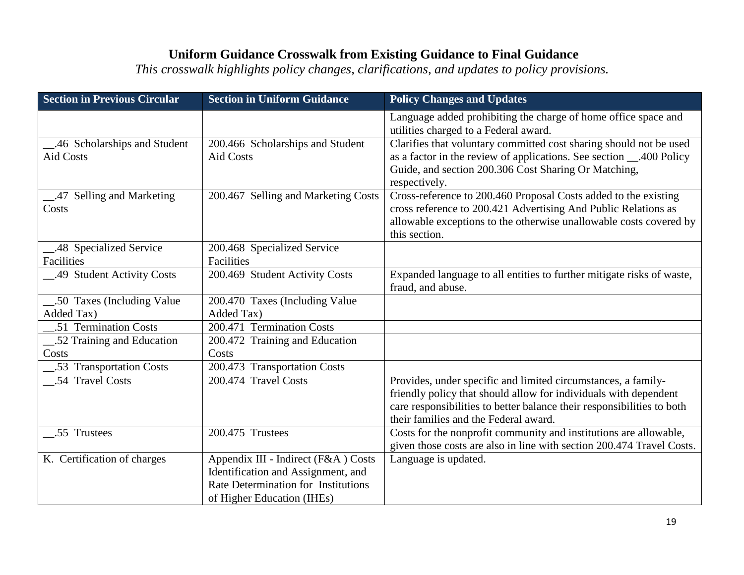# Uniform Guidance Crosswalk from Existing Guidance to Final Guidance

*This crosswalk highlights policy changes, clarifications, and updates to policy provisions.*

| Section in Previous Circular | Section in Uniform Guidance | Policy Changes and Updates |
|---|---|---|
| | | Language added prohibiting the charge of home office space and utilities charged to a Federal award. |
| __.46 Scholarships and Student Aid Costs | 200.466 Scholarships and Student Aid Costs | Clarifies that voluntary committed cost sharing should not be used as a factor in the review of applications. See section __.400 Policy Guide, and section 200.306 Cost Sharing Or Matching, respectively. |
| __.47 Selling and Marketing Costs | 200.467 Selling and Marketing Costs | Cross-reference to 200.460 Proposal Costs added to the existing cross reference to 200.421 Advertising And Public Relations as allowable exceptions to the otherwise unallowable costs covered by this section. |
| __.48 Specialized Service Facilities | 200.468 Specialized Service Facilities | |
| __.49 Student Activity Costs | 200.469 Student Activity Costs | Expanded language to all entities to further mitigate risks of waste, fraud, and abuse. |
| __.50 Taxes (Including Value Added Tax) | 200.470 Taxes (Including Value Added Tax) | |
| __.51 Termination Costs | 200.471 Termination Costs | |
| __.52 Training and Education Costs | 200.472 Training and Education Costs | |
| __.53 Transportation Costs | 200.473 Transportation Costs | |
| __.54 Travel Costs | 200.474 Travel Costs | Provides, under specific and limited circumstances, a family-friendly policy that should allow for individuals with dependent care responsibilities to better balance their responsibilities to both their families and the Federal award. |
| __.55 Trustees | 200.475 Trustees | Costs for the nonprofit community and institutions are allowable, given those costs are also in line with section 200.474 Travel Costs. |
| K. Certification of charges | Appendix III - Indirect (F&A ) Costs Identification and Assignment, and Rate Determination for Institutions of Higher Education (IHEs) | Language is updated. |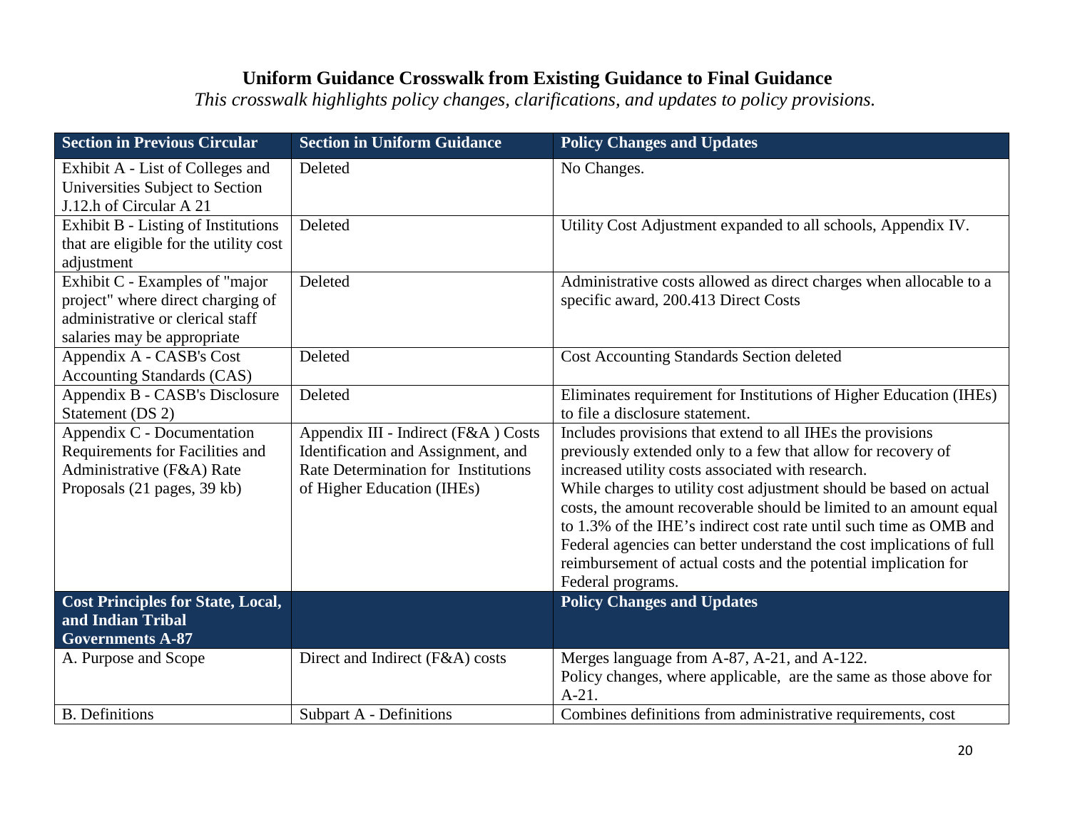# Uniform Guidance Crosswalk from Existing Guidance to Final Guidance

*This crosswalk highlights policy changes, clarifications, and updates to policy provisions.*

| Section in Previous Circular | Section in Uniform Guidance | Policy Changes and Updates |
|---|---|---|
| Exhibit A - List of Colleges and Universities Subject to Section J.12.h of Circular A 21 | Deleted | No Changes. |
| Exhibit B - Listing of Institutions that are eligible for the utility cost adjustment | Deleted | Utility Cost Adjustment expanded to all schools, Appendix IV. |
| Exhibit C - Examples of "major project" where direct charging of administrative or clerical staff salaries may be appropriate | Deleted | Administrative costs allowed as direct charges when allocable to a specific award, 200.413 Direct Costs |
| Appendix A - CASB's Cost Accounting Standards (CAS) | Deleted | Cost Accounting Standards Section deleted |
| Appendix B - CASB's Disclosure Statement (DS 2) | Deleted | Eliminates requirement for Institutions of Higher Education (IHEs) to file a disclosure statement. |
| Appendix C - Documentation Requirements for Facilities and Administrative (F&A) Rate Proposals (21 pages, 39 kb) | Appendix III - Indirect (F&A ) Costs Identification and Assignment, and Rate Determination for Institutions of Higher Education (IHEs) | Includes provisions that extend to all IHEs the provisions previously extended only to a few that allow for recovery of increased utility costs associated with research. While charges to utility cost adjustment should be based on actual costs, the amount recoverable should be limited to an amount equal to 1.3% of the IHE's indirect cost rate until such time as OMB and Federal agencies can better understand the cost implications of full reimbursement of actual costs and the potential implication for Federal programs. |
| **Cost Principles for State, Local, and Indian Tribal Governments A-87** | | **Policy Changes and Updates** |
| A. Purpose and Scope | Direct and Indirect (F&A) costs | Merges language from A-87, A-21, and A-122. Policy changes, where applicable, are the same as those above for A-21. |
| B. Definitions | Subpart A - Definitions | Combines definitions from administrative requirements, cost |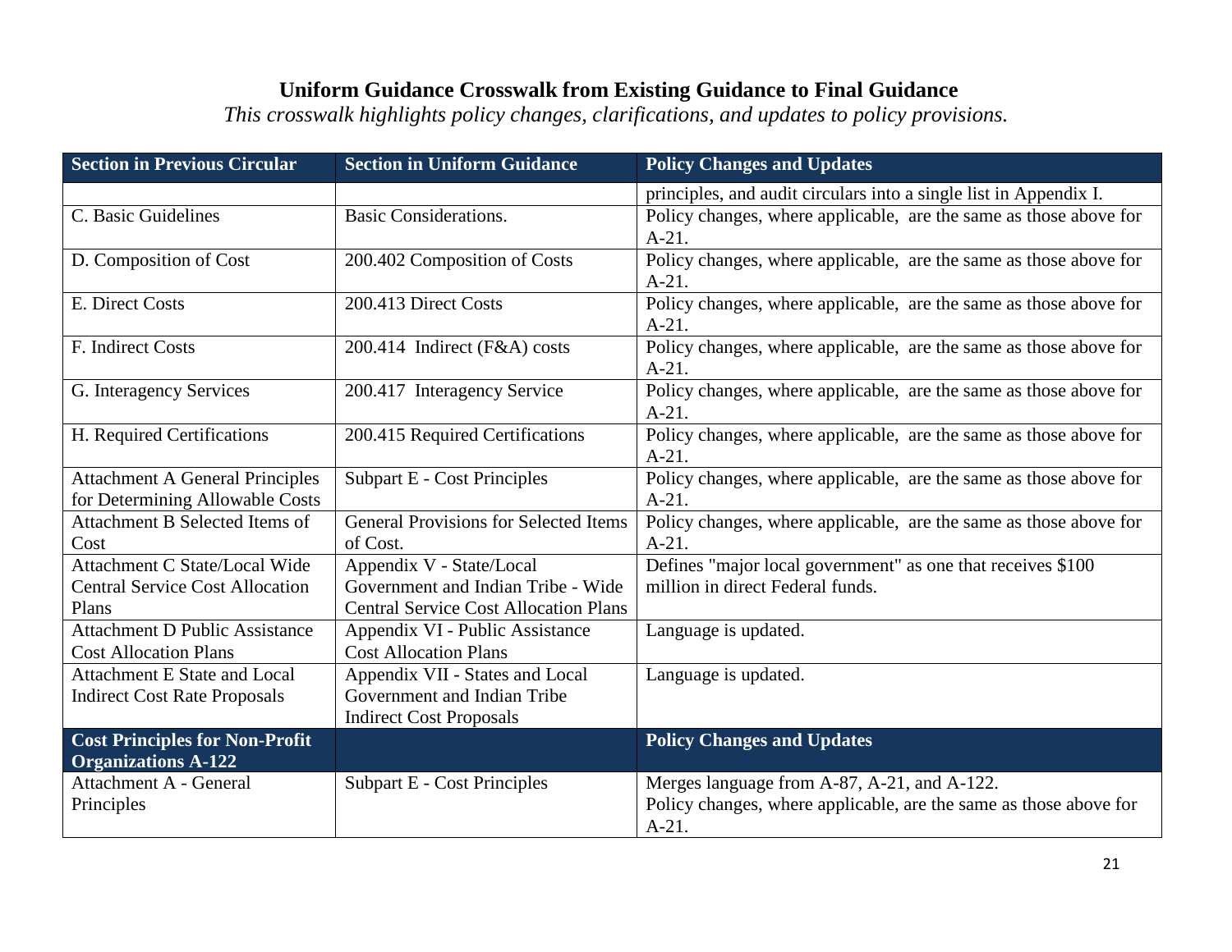## Uniform Guidance Crosswalk from Existing Guidance to Final Guidance

*This crosswalk highlights policy changes, clarifications, and updates to policy provisions.*

| Section in Previous Circular | Section in Uniform Guidance | Policy Changes and Updates |
|---|---|---|
| | | principles, and audit circulars into a single list in Appendix I. |
| C. Basic Guidelines | Basic Considerations. | Policy changes, where applicable, are the same as those above for A-21. |
| D. Composition of Cost | 200.402 Composition of Costs | Policy changes, where applicable, are the same as those above for A-21. |
| E. Direct Costs | 200.413 Direct Costs | Policy changes, where applicable, are the same as those above for A-21. |
| F. Indirect Costs | 200.414 Indirect (F&A) costs | Policy changes, where applicable, are the same as those above for A-21. |
| G. Interagency Services | 200.417 Interagency Service | Policy changes, where applicable, are the same as those above for A-21. |
| H. Required Certifications | 200.415 Required Certifications | Policy changes, where applicable, are the same as those above for A-21. |
| Attachment A General Principles for Determining Allowable Costs | Subpart E - Cost Principles | Policy changes, where applicable, are the same as those above for A-21. |
| Attachment B Selected Items of Cost | General Provisions for Selected Items of Cost. | Policy changes, where applicable, are the same as those above for A-21. |
| Attachment C State/Local Wide Central Service Cost Allocation Plans | Appendix V - State/Local Government and Indian Tribe - Wide Central Service Cost Allocation Plans | Defines "major local government" as one that receives $100 million in direct Federal funds. |
| Attachment D Public Assistance Cost Allocation Plans | Appendix VI - Public Assistance Cost Allocation Plans | Language is updated. |
| Attachment E State and Local Indirect Cost Rate Proposals | Appendix VII - States and Local Government and Indian Tribe Indirect Cost Proposals | Language is updated. |
| **Cost Principles for Non-Profit Organizations A-122** | | **Policy Changes and Updates** |
| Attachment A - General Principles | Subpart E - Cost Principles | Merges language from A-87, A-21, and A-122. Policy changes, where applicable, are the same as those above for A-21. |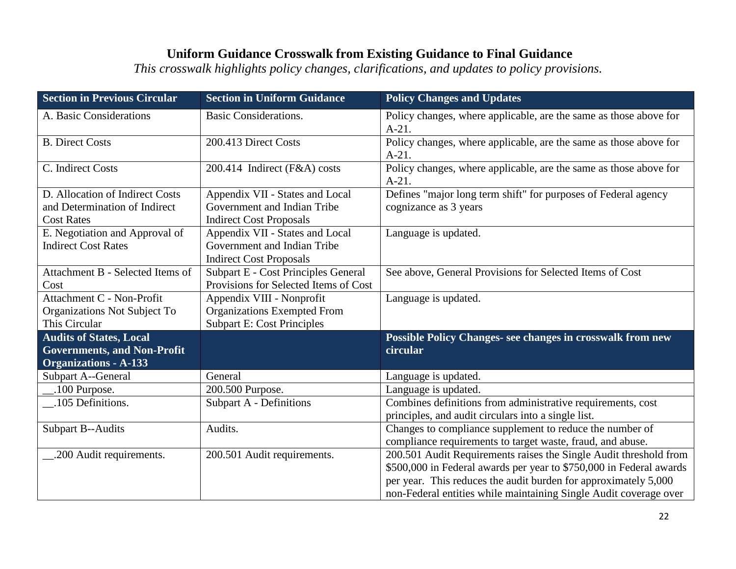# Uniform Guidance Crosswalk from Existing Guidance to Final Guidance

*This crosswalk highlights policy changes, clarifications, and updates to policy provisions.*

| Section in Previous Circular | Section in Uniform Guidance | Policy Changes and Updates |
|---|---|---|
| A. Basic Considerations | Basic Considerations. | Policy changes, where applicable, are the same as those above for A-21. |
| B. Direct Costs | 200.413 Direct Costs | Policy changes, where applicable, are the same as those above for A-21. |
| C. Indirect Costs | 200.414 Indirect (F&A) costs | Policy changes, where applicable, are the same as those above for A-21. |
| D. Allocation of Indirect Costs and Determination of Indirect Cost Rates | Appendix VII - States and Local Government and Indian Tribe Indirect Cost Proposals | Defines "major long term shift" for purposes of Federal agency cognizance as 3 years |
| E. Negotiation and Approval of Indirect Cost Rates | Appendix VII - States and Local Government and Indian Tribe Indirect Cost Proposals | Language is updated. |
| Attachment B - Selected Items of Cost | Subpart E - Cost Principles General Provisions for Selected Items of Cost | See above, General Provisions for Selected Items of Cost |
| Attachment C - Non-Profit Organizations Not Subject To This Circular | Appendix VIII - Nonprofit Organizations Exempted From Subpart E: Cost Principles | Language is updated. |
| **Audits of States, Local Governments, and Non-Profit Organizations - A-133** | | **Possible Policy Changes- see changes in crosswalk from new circular** |
| Subpart A--General | General | Language is updated. |
| __.100 Purpose. | 200.500 Purpose. | Language is updated. |
| __.105 Definitions. | Subpart A - Definitions | Combines definitions from administrative requirements, cost principles, and audit circulars into a single list. |
| Subpart B--Audits | Audits. | Changes to compliance supplement to reduce the number of compliance requirements to target waste, fraud, and abuse. |
| __.200 Audit requirements. | 200.501 Audit requirements. | 200.501 Audit Requirements raises the Single Audit threshold from $500,000 in Federal awards per year to $750,000 in Federal awards per year. This reduces the audit burden for approximately 5,000 non-Federal entities while maintaining Single Audit coverage over |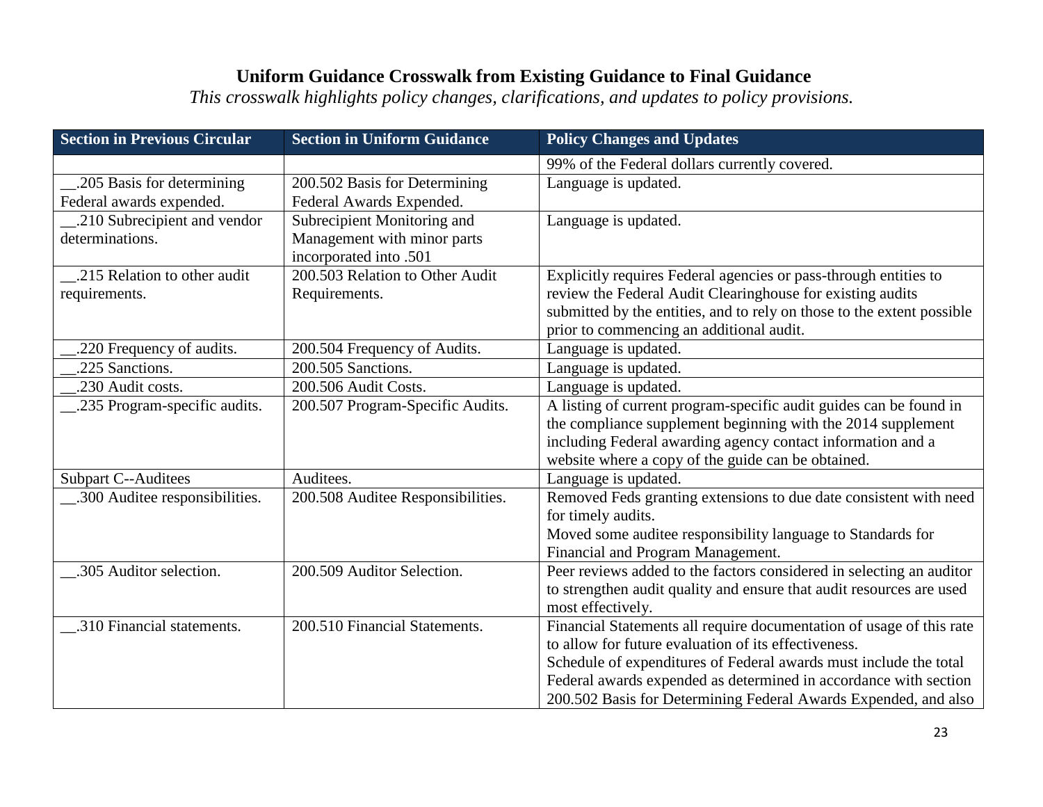# Uniform Guidance Crosswalk from Existing Guidance to Final Guidance

*This crosswalk highlights policy changes, clarifications, and updates to policy provisions.*

| Section in Previous Circular | Section in Uniform Guidance | Policy Changes and Updates |
|---|---|---|
| | | 99% of the Federal dollars currently covered. |
| __.205 Basis for determining Federal awards expended. | 200.502 Basis for Determining Federal Awards Expended. | Language is updated. |
| __.210 Subrecipient and vendor determinations. | Subrecipient Monitoring and Management with minor parts incorporated into .501 | Language is updated. |
| __.215 Relation to other audit requirements. | 200.503 Relation to Other Audit Requirements. | Explicitly requires Federal agencies or pass-through entities to review the Federal Audit Clearinghouse for existing audits submitted by the entities, and to rely on those to the extent possible prior to commencing an additional audit. |
| __.220 Frequency of audits. | 200.504 Frequency of Audits. | Language is updated. |
| __.225 Sanctions. | 200.505 Sanctions. | Language is updated. |
| __.230 Audit costs. | 200.506 Audit Costs. | Language is updated. |
| __.235 Program-specific audits. | 200.507 Program-Specific Audits. | A listing of current program-specific audit guides can be found in the compliance supplement beginning with the 2014 supplement including Federal awarding agency contact information and a website where a copy of the guide can be obtained. |
| Subpart C--Auditees | Auditees. | Language is updated. |
| __.300 Auditee responsibilities. | 200.508 Auditee Responsibilities. | Removed Feds granting extensions to due date consistent with need for timely audits.<br>Moved some auditee responsibility language to Standards for Financial and Program Management. |
| __.305 Auditor selection. | 200.509 Auditor Selection. | Peer reviews added to the factors considered in selecting an auditor to strengthen audit quality and ensure that audit resources are used most effectively. |
| __.310 Financial statements. | 200.510 Financial Statements. | Financial Statements all require documentation of usage of this rate to allow for future evaluation of its effectiveness.<br>Schedule of expenditures of Federal awards must include the total Federal awards expended as determined in accordance with section 200.502 Basis for Determining Federal Awards Expended, and also |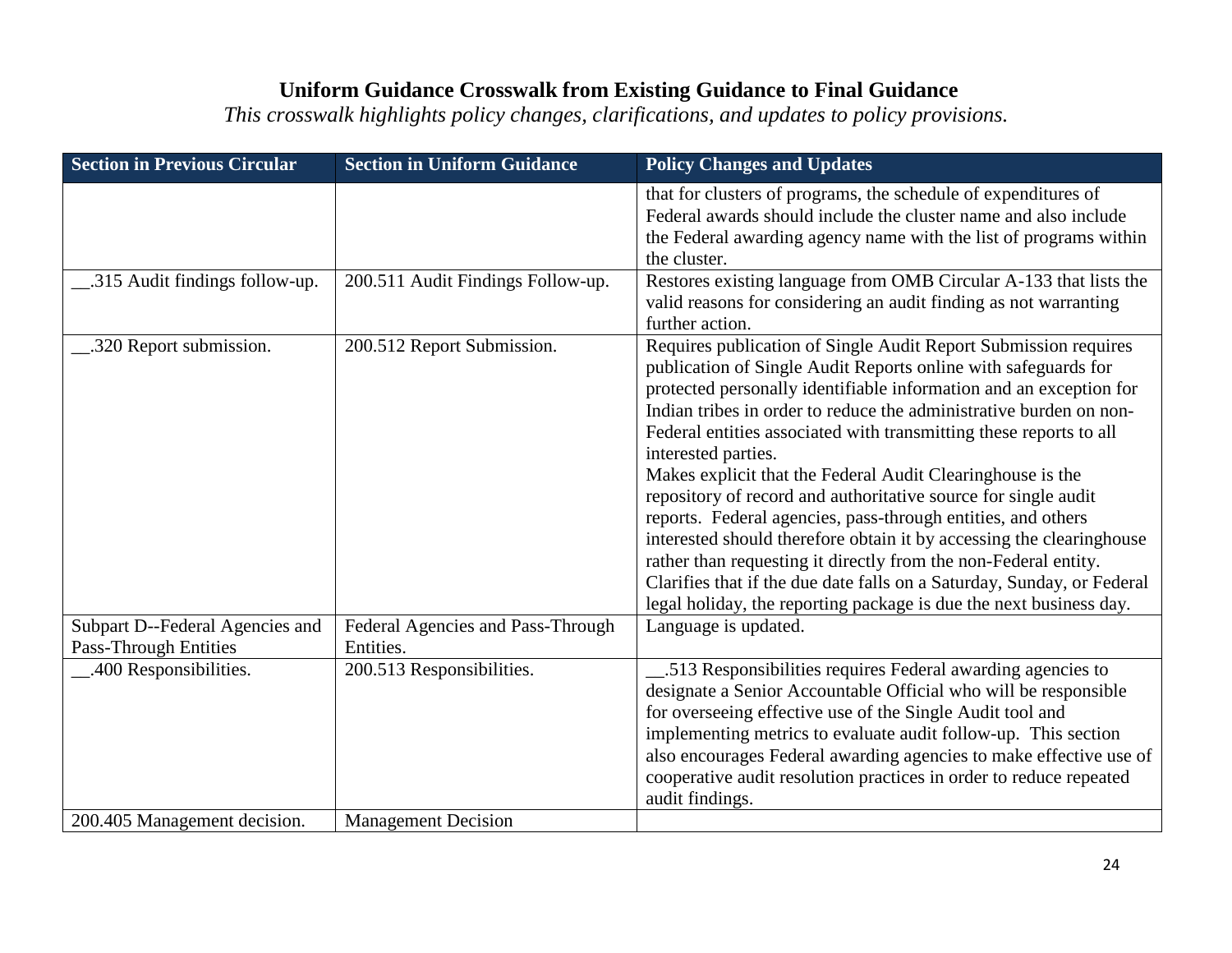# Uniform Guidance Crosswalk from Existing Guidance to Final Guidance

*This crosswalk highlights policy changes, clarifications, and updates to policy provisions.*

| Section in Previous Circular | Section in Uniform Guidance | Policy Changes and Updates |
|---|---|---|
| | | that for clusters of programs, the schedule of expenditures of Federal awards should include the cluster name and also include the Federal awarding agency name with the list of programs within the cluster. |
| __.315 Audit findings follow-up. | 200.511 Audit Findings Follow-up. | Restores existing language from OMB Circular A-133 that lists the valid reasons for considering an audit finding as not warranting further action. |
| __.320 Report submission. | 200.512 Report Submission. | Requires publication of Single Audit Report Submission requires publication of Single Audit Reports online with safeguards for protected personally identifiable information and an exception for Indian tribes in order to reduce the administrative burden on non-Federal entities associated with transmitting these reports to all interested parties.<br>Makes explicit that the Federal Audit Clearinghouse is the repository of record and authoritative source for single audit reports. Federal agencies, pass-through entities, and others interested should therefore obtain it by accessing the clearinghouse rather than requesting it directly from the non-Federal entity.<br>Clarifies that if the due date falls on a Saturday, Sunday, or Federal legal holiday, the reporting package is due the next business day. |
| Subpart D--Federal Agencies and Pass-Through Entities | Federal Agencies and Pass-Through Entities. | Language is updated. |
| __.400 Responsibilities. | 200.513 Responsibilities. | __.513 Responsibilities requires Federal awarding agencies to designate a Senior Accountable Official who will be responsible for overseeing effective use of the Single Audit tool and implementing metrics to evaluate audit follow-up. This section also encourages Federal awarding agencies to make effective use of cooperative audit resolution practices in order to reduce repeated audit findings. |
| 200.405 Management decision. | Management Decision | |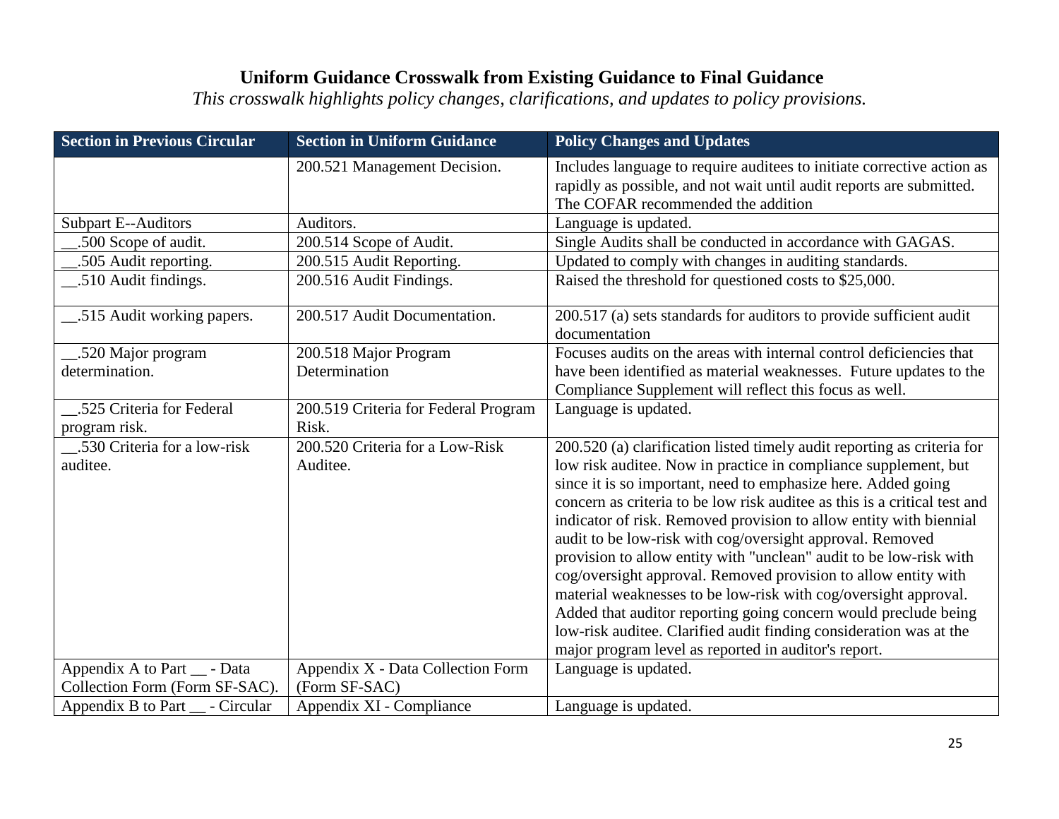# Uniform Guidance Crosswalk from Existing Guidance to Final Guidance

*This crosswalk highlights policy changes, clarifications, and updates to policy provisions.*

| Section in Previous Circular | Section in Uniform Guidance | Policy Changes and Updates |
| --- | --- | --- |
| | 200.521 Management Decision. | Includes language to require auditees to initiate corrective action as rapidly as possible, and not wait until audit reports are submitted. The COFAR recommended the addition |
| Subpart E--Auditors | Auditors. | Language is updated. |
| __.500 Scope of audit. | 200.514 Scope of Audit. | Single Audits shall be conducted in accordance with GAGAS. |
| __.505 Audit reporting. | 200.515 Audit Reporting. | Updated to comply with changes in auditing standards. |
| __.510 Audit findings. | 200.516 Audit Findings. | Raised the threshold for questioned costs to $25,000. |
| __.515 Audit working papers. | 200.517 Audit Documentation. | 200.517 (a) sets standards for auditors to provide sufficient audit documentation |
| __.520 Major program determination. | 200.518 Major Program Determination | Focuses audits on the areas with internal control deficiencies that have been identified as material weaknesses. Future updates to the Compliance Supplement will reflect this focus as well. |
| __.525 Criteria for Federal program risk. | 200.519 Criteria for Federal Program Risk. | Language is updated. |
| __.530 Criteria for a low-risk auditee. | 200.520 Criteria for a Low-Risk Auditee. | 200.520 (a) clarification listed timely audit reporting as criteria for low risk auditee. Now in practice in compliance supplement, but since it is so important, need to emphasize here. Added going concern as criteria to be low risk auditee as this is a critical test and indicator of risk. Removed provision to allow entity with biennial audit to be low-risk with cog/oversight approval. Removed provision to allow entity with "unclean" audit to be low-risk with cog/oversight approval. Removed provision to allow entity with material weaknesses to be low-risk with cog/oversight approval. Added that auditor reporting going concern would preclude being low-risk auditee. Clarified audit finding consideration was at the major program level as reported in auditor's report. |
| Appendix A to Part __ - Data Collection Form (Form SF-SAC). | Appendix X - Data Collection Form (Form SF-SAC) | Language is updated. |
| Appendix B to Part __ - Circular | Appendix XI - Compliance | Language is updated. |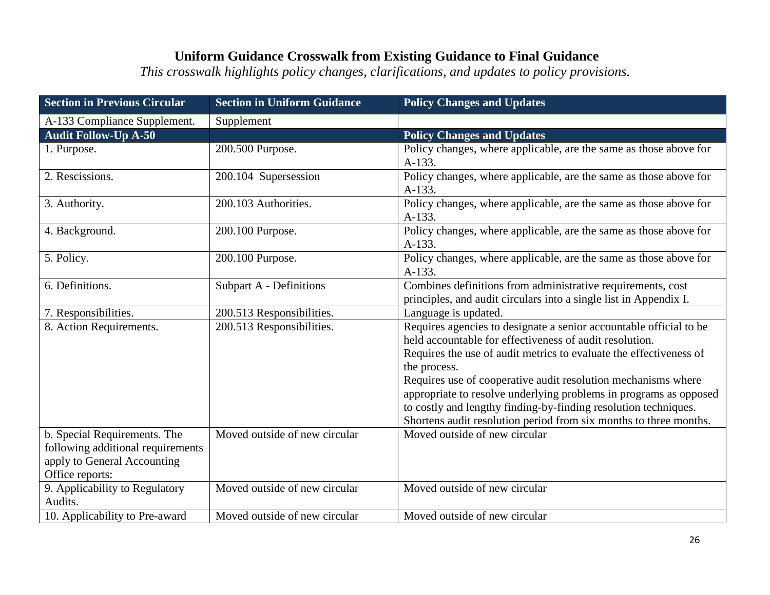# Uniform Guidance Crosswalk from Existing Guidance to Final Guidance

*This crosswalk highlights policy changes, clarifications, and updates to policy provisions.*

| Section in Previous Circular | Section in Uniform Guidance | Policy Changes and Updates |
|---|---|---|
| A-133 Compliance Supplement. | Supplement | |
| **Audit Follow-Up A-50** | | **Policy Changes and Updates** |
| 1. Purpose. | 200.500 Purpose. | Policy changes, where applicable, are the same as those above for A-133. |
| 2. Rescissions. | 200.104 Supersession | Policy changes, where applicable, are the same as those above for A-133. |
| 3. Authority. | 200.103 Authorities. | Policy changes, where applicable, are the same as those above for A-133. |
| 4. Background. | 200.100 Purpose. | Policy changes, where applicable, are the same as those above for A-133. |
| 5. Policy. | 200.100 Purpose. | Policy changes, where applicable, are the same as those above for A-133. |
| 6. Definitions. | Subpart A - Definitions | Combines definitions from administrative requirements, cost principles, and audit circulars into a single list in Appendix I. |
| 7. Responsibilities. | 200.513 Responsibilities. | Language is updated. |
| 8. Action Requirements. | 200.513 Responsibilities. | Requires agencies to designate a senior accountable official to be held accountable for effectiveness of audit resolution.<br>Requires the use of audit metrics to evaluate the effectiveness of the process.<br>Requires use of cooperative audit resolution mechanisms where appropriate to resolve underlying problems in programs as opposed to costly and lengthy finding-by-finding resolution techniques.<br>Shortens audit resolution period from six months to three months. |
| b. Special Requirements. The following additional requirements apply to General Accounting Office reports: | Moved outside of new circular | Moved outside of new circular |
| 9. Applicability to Regulatory Audits. | Moved outside of new circular | Moved outside of new circular |
| 10. Applicability to Pre-award | Moved outside of new circular | Moved outside of new circular |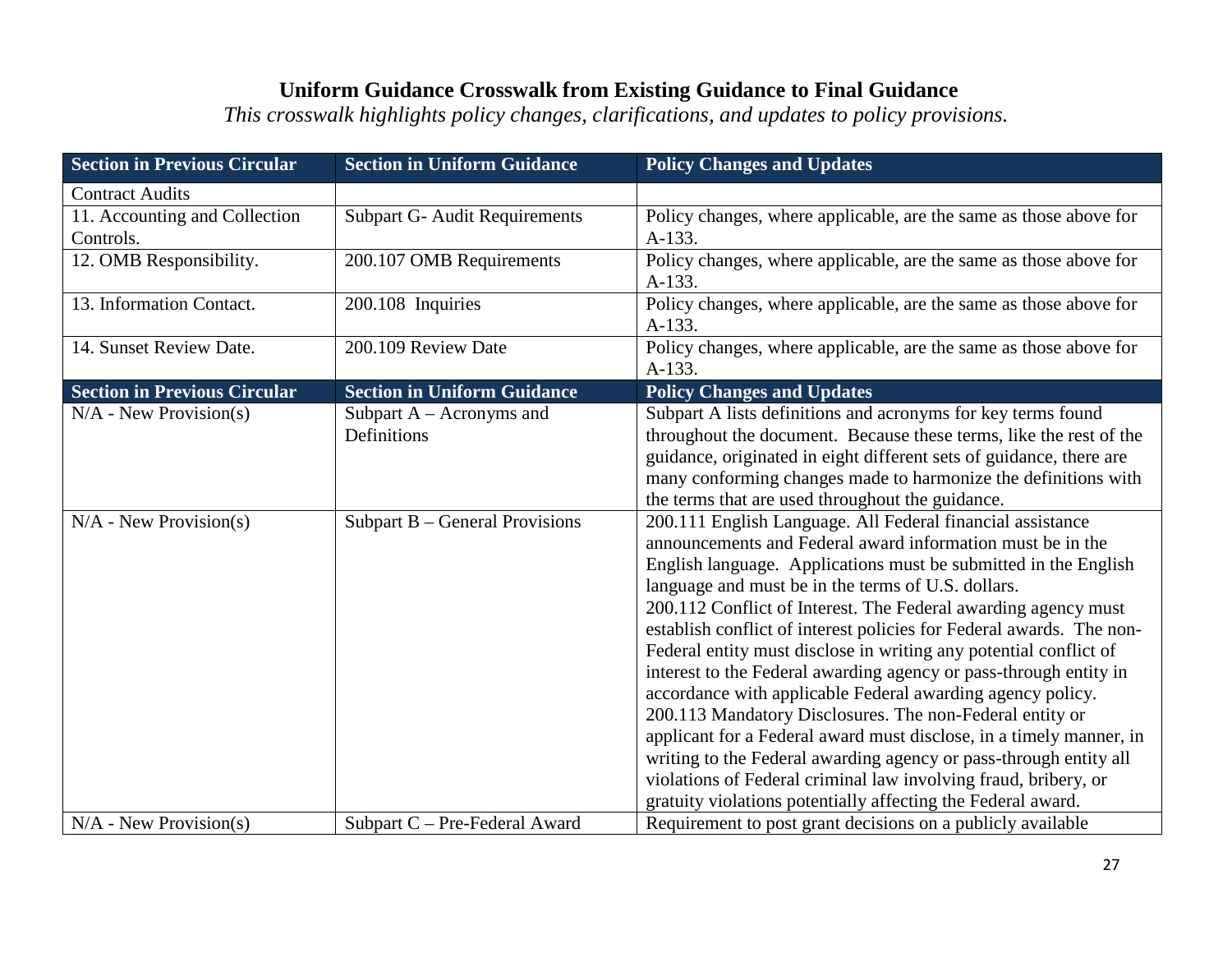# Uniform Guidance Crosswalk from Existing Guidance to Final Guidance

*This crosswalk highlights policy changes, clarifications, and updates to policy provisions.*

| Section in Previous Circular | Section in Uniform Guidance | Policy Changes and Updates |
|---|---|---|
| Contract Audits | | |
| 11. Accounting and Collection Controls. | Subpart G- Audit Requirements | Policy changes, where applicable, are the same as those above for A-133. |
| 12. OMB Responsibility. | 200.107 OMB Requirements | Policy changes, where applicable, are the same as those above for A-133. |
| 13. Information Contact. | 200.108 Inquiries | Policy changes, where applicable, are the same as those above for A-133. |
| 14. Sunset Review Date. | 200.109 Review Date | Policy changes, where applicable, are the same as those above for A-133. |
| **Section in Previous Circular** | **Section in Uniform Guidance** | **Policy Changes and Updates** |
| N/A - New Provision(s) | Subpart A – Acronyms and Definitions | Subpart A lists definitions and acronyms for key terms found throughout the document. Because these terms, like the rest of the guidance, originated in eight different sets of guidance, there are many conforming changes made to harmonize the definitions with the terms that are used throughout the guidance. |
| N/A - New Provision(s) | Subpart B – General Provisions | 200.111 English Language. All Federal financial assistance announcements and Federal award information must be in the English language. Applications must be submitted in the English language and must be in the terms of U.S. dollars.<br>200.112 Conflict of Interest. The Federal awarding agency must establish conflict of interest policies for Federal awards. The non-Federal entity must disclose in writing any potential conflict of interest to the Federal awarding agency or pass-through entity in accordance with applicable Federal awarding agency policy.<br>200.113 Mandatory Disclosures. The non-Federal entity or applicant for a Federal award must disclose, in a timely manner, in writing to the Federal awarding agency or pass-through entity all violations of Federal criminal law involving fraud, bribery, or gratuity violations potentially affecting the Federal award. |
| N/A - New Provision(s) | Subpart C – Pre-Federal Award | Requirement to post grant decisions on a publicly available |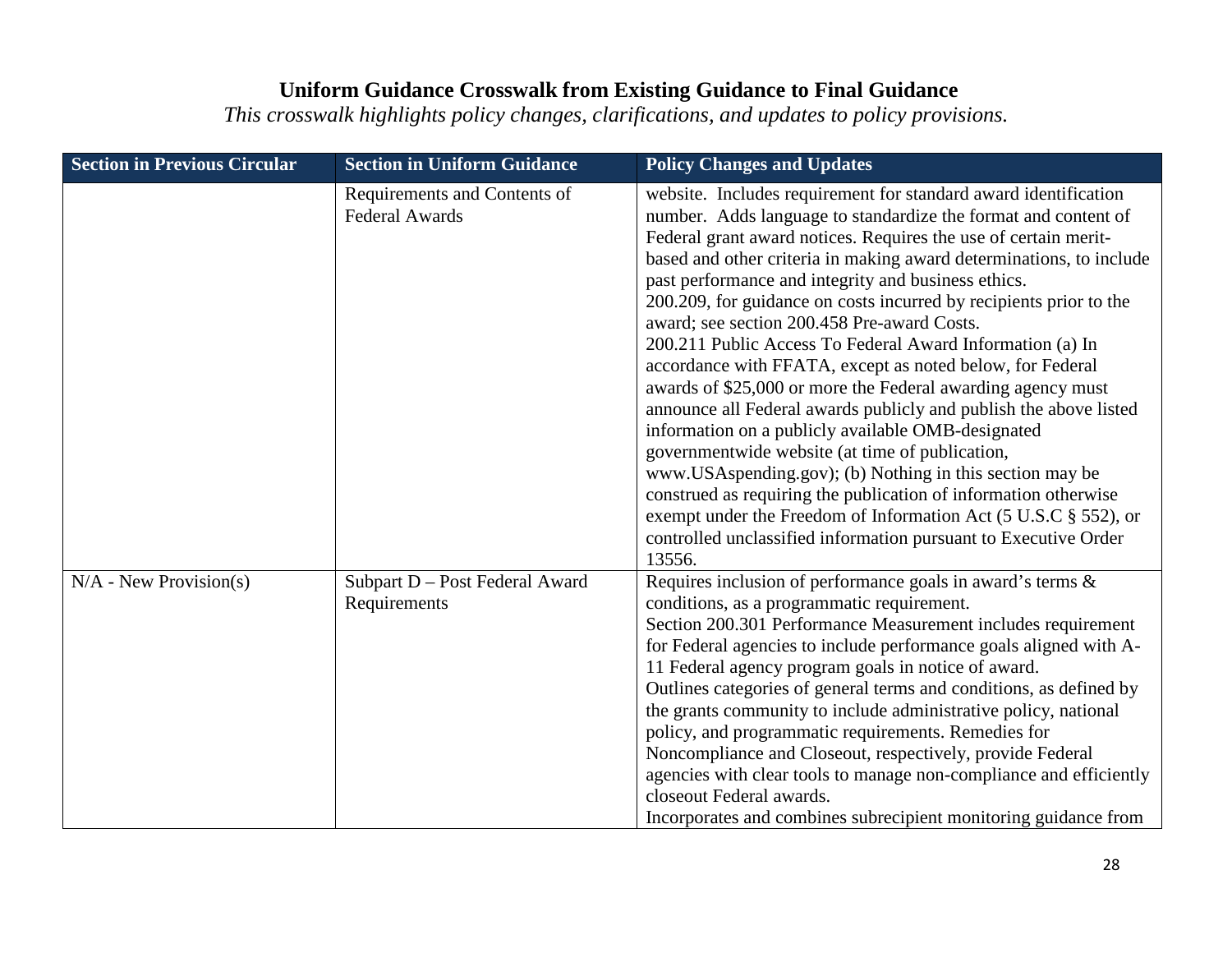# Uniform Guidance Crosswalk from Existing Guidance to Final Guidance

*This crosswalk highlights policy changes, clarifications, and updates to policy provisions.*

| Section in Previous Circular | Section in Uniform Guidance | Policy Changes and Updates |
|---|---|---|
| | Requirements and Contents of Federal Awards | website. Includes requirement for standard award identification number. Adds language to standardize the format and content of Federal grant award notices. Requires the use of certain merit-based and other criteria in making award determinations, to include past performance and integrity and business ethics.<br>200.209, for guidance on costs incurred by recipients prior to the award; see section 200.458 Pre-award Costs.<br>200.211 Public Access To Federal Award Information (a) In accordance with FFATA, except as noted below, for Federal awards of $25,000 or more the Federal awarding agency must announce all Federal awards publicly and publish the above listed information on a publicly available OMB-designated governmentwide website (at time of publication, www.USAspending.gov); (b) Nothing in this section may be construed as requiring the publication of information otherwise exempt under the Freedom of Information Act (5 U.S.C § 552), or controlled unclassified information pursuant to Executive Order 13556. |
| N/A - New Provision(s) | Subpart D – Post Federal Award Requirements | Requires inclusion of performance goals in award's terms & conditions, as a programmatic requirement.<br>Section 200.301 Performance Measurement includes requirement for Federal agencies to include performance goals aligned with A-11 Federal agency program goals in notice of award.<br>Outlines categories of general terms and conditions, as defined by the grants community to include administrative policy, national policy, and programmatic requirements. Remedies for Noncompliance and Closeout, respectively, provide Federal agencies with clear tools to manage non-compliance and efficiently closeout Federal awards.<br>Incorporates and combines subrecipient monitoring guidance from |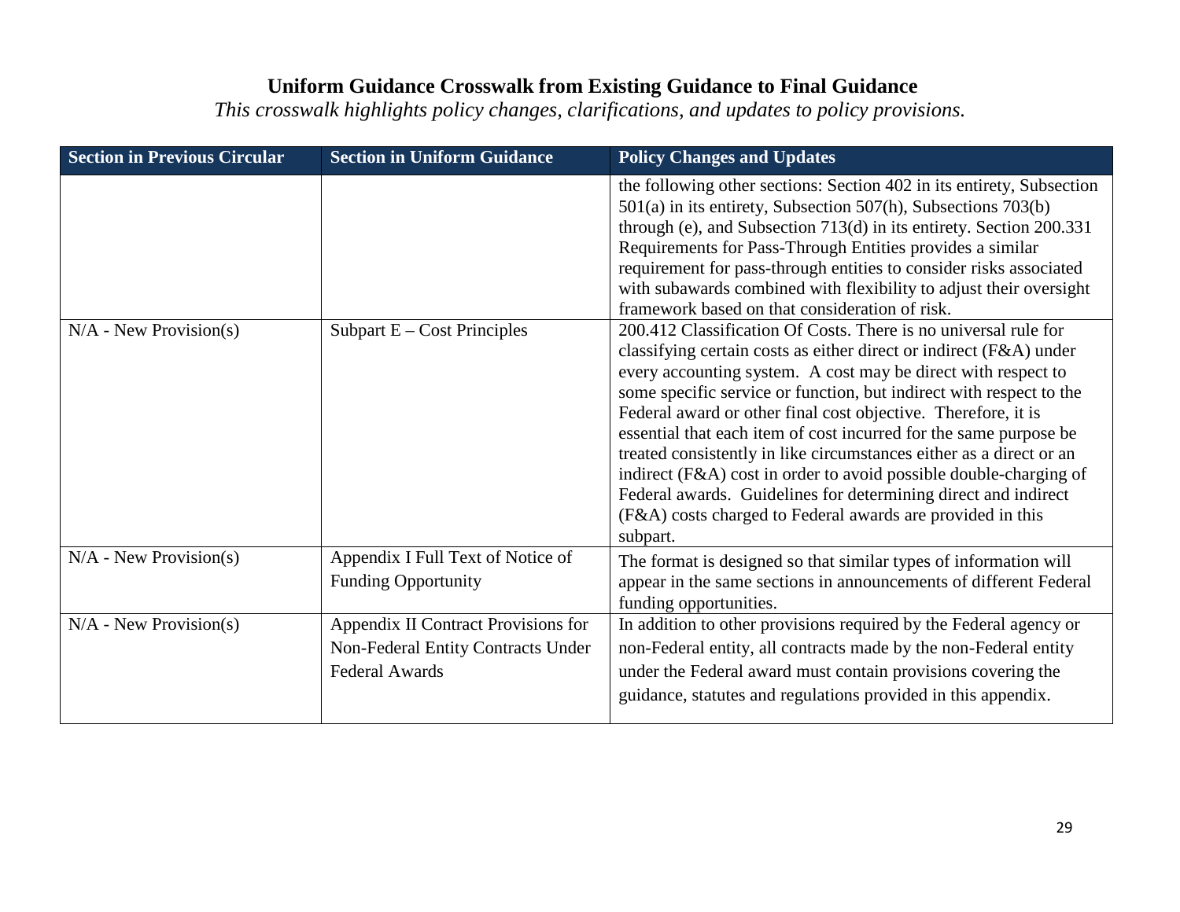# Uniform Guidance Crosswalk from Existing Guidance to Final Guidance

*This crosswalk highlights policy changes, clarifications, and updates to policy provisions.*

| Section in Previous Circular | Section in Uniform Guidance | Policy Changes and Updates |
|---|---|---|
| | | the following other sections: Section 402 in its entirety, Subsection 501(a) in its entirety, Subsection 507(h), Subsections 703(b) through (e), and Subsection 713(d) in its entirety. Section 200.331 Requirements for Pass-Through Entities provides a similar requirement for pass-through entities to consider risks associated with subawards combined with flexibility to adjust their oversight framework based on that consideration of risk. |
| N/A - New Provision(s) | Subpart E – Cost Principles | 200.412 Classification Of Costs. There is no universal rule for classifying certain costs as either direct or indirect (F&A) under every accounting system. A cost may be direct with respect to some specific service or function, but indirect with respect to the Federal award or other final cost objective. Therefore, it is essential that each item of cost incurred for the same purpose be treated consistently in like circumstances either as a direct or an indirect (F&A) cost in order to avoid possible double-charging of Federal awards. Guidelines for determining direct and indirect (F&A) costs charged to Federal awards are provided in this subpart. |
| N/A - New Provision(s) | Appendix I Full Text of Notice of Funding Opportunity | The format is designed so that similar types of information will appear in the same sections in announcements of different Federal funding opportunities. |
| N/A - New Provision(s) | Appendix II Contract Provisions for Non-Federal Entity Contracts Under Federal Awards | In addition to other provisions required by the Federal agency or non-Federal entity, all contracts made by the non-Federal entity under the Federal award must contain provisions covering the guidance, statutes and regulations provided in this appendix. |